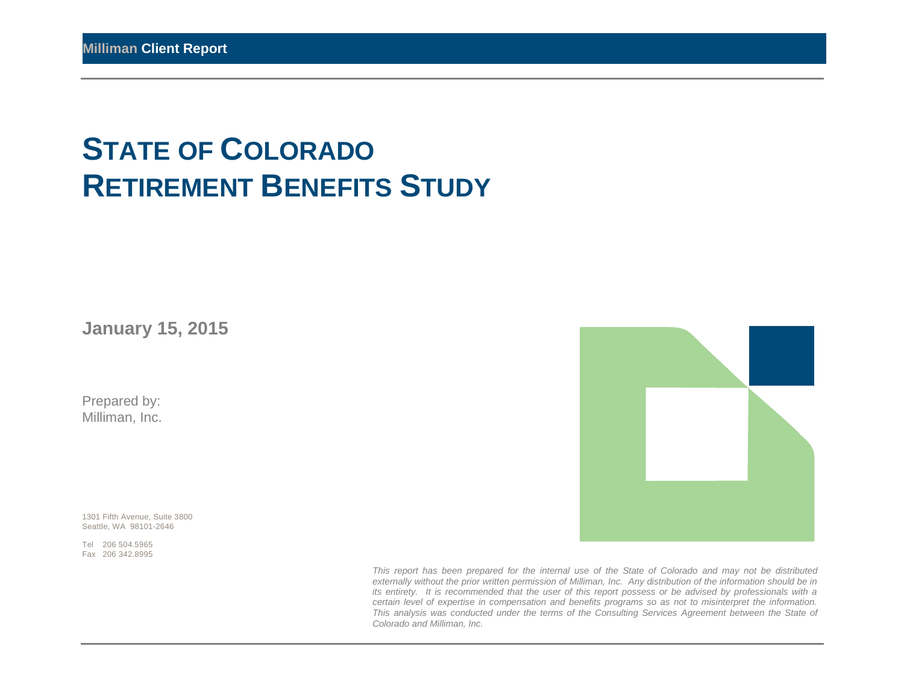**Milliman Client Report**

# STATE OF COLORADO
# RETIREMENT BENEFITS STUDY

**January 15, 2015**

Prepared by:
Milliman, Inc.

1301 Fifth Avenue, Suite 3800
Seattle, WA 98101-2646

Tel 206 504.5965
Fax 206 342.8995

*This report has been prepared for the internal use of the State of Colorado and may not be distributed externally without the prior written permission of Milliman, Inc. Any distribution of the information should be in its entirety. It is recommended that the user of this report possess or be advised by professionals with a certain level of expertise in compensation and benefits programs so as not to misinterpret the information. This analysis was conducted under the terms of the Consulting Services Agreement between the State of Colorado and Milliman, Inc.*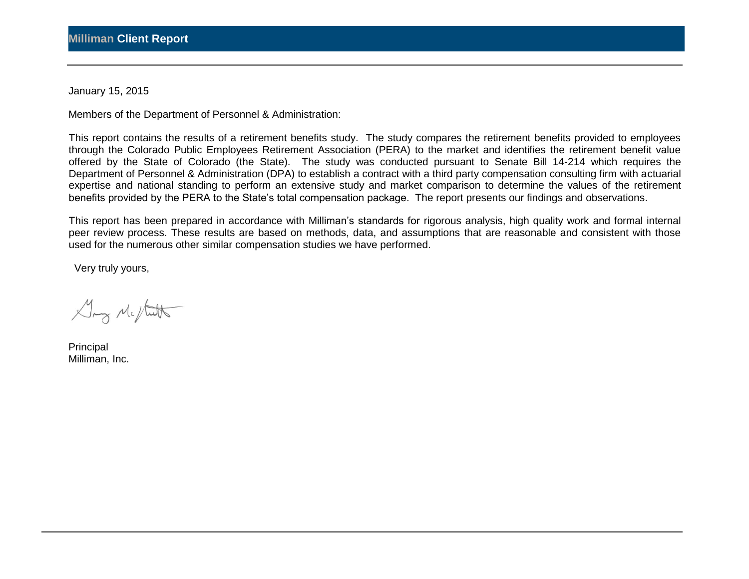January 15, 2015

Members of the Department of Personnel & Administration:

This report contains the results of a retirement benefits study. The study compares the retirement benefits provided to employees through the Colorado Public Employees Retirement Association (PERA) to the market and identifies the retirement benefit value offered by the State of Colorado (the State). The study was conducted pursuant to Senate Bill 14-214 which requires the Department of Personnel & Administration (DPA) to establish a contract with a third party compensation consulting firm with actuarial expertise and national standing to perform an extensive study and market comparison to determine the values of the retirement benefits provided by the PERA to the State's total compensation package. The report presents our findings and observations.

This report has been prepared in accordance with Milliman's standards for rigorous analysis, high quality work and formal internal peer review process. These results are based on methods, data, and assumptions that are reasonable and consistent with those used for the numerous other similar compensation studies we have performed.

Very truly yours,

Principal
Milliman, Inc.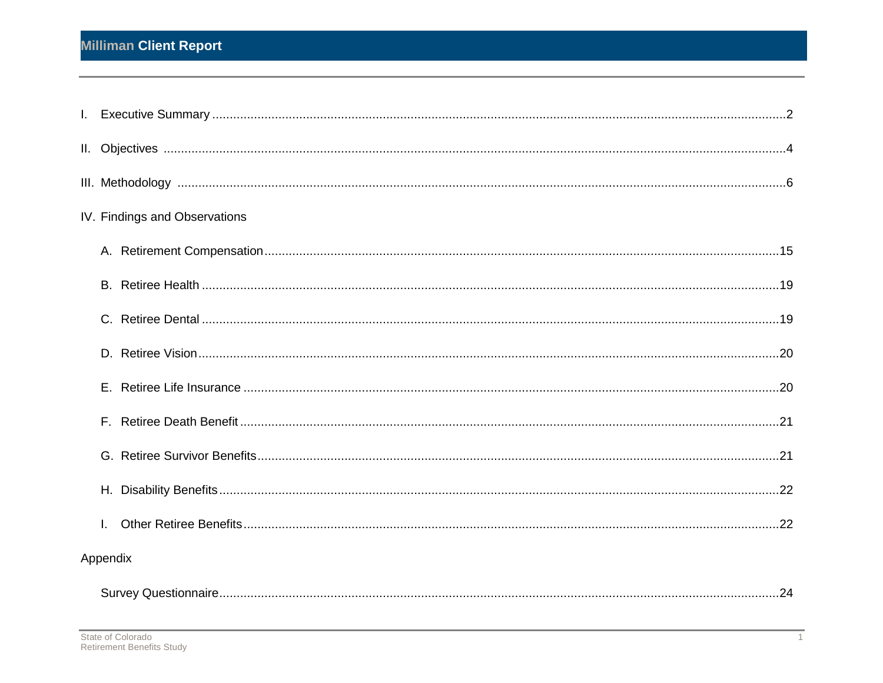I. Executive Summary ....................................................................................................................................................2

II. Objectives ..................................................................................................................................................................4

III. Methodology ..............................................................................................................................................................6

IV. Findings and Observations

A. Retirement Compensation....................................................................................................................................15

B. Retiree Health .....................................................................................................................................................19

C. Retiree Dental .....................................................................................................................................................19

D. Retiree Vision......................................................................................................................................................20

E. Retiree Life Insurance .........................................................................................................................................20

F. Retiree Death Benefit ..........................................................................................................................................21

G. Retiree Survivor Benefits.....................................................................................................................................21

H. Disability Benefits................................................................................................................................................22

I. Other Retiree Benefits..........................................................................................................................................22

Appendix

Survey Questionnaire.................................................................................................................................................24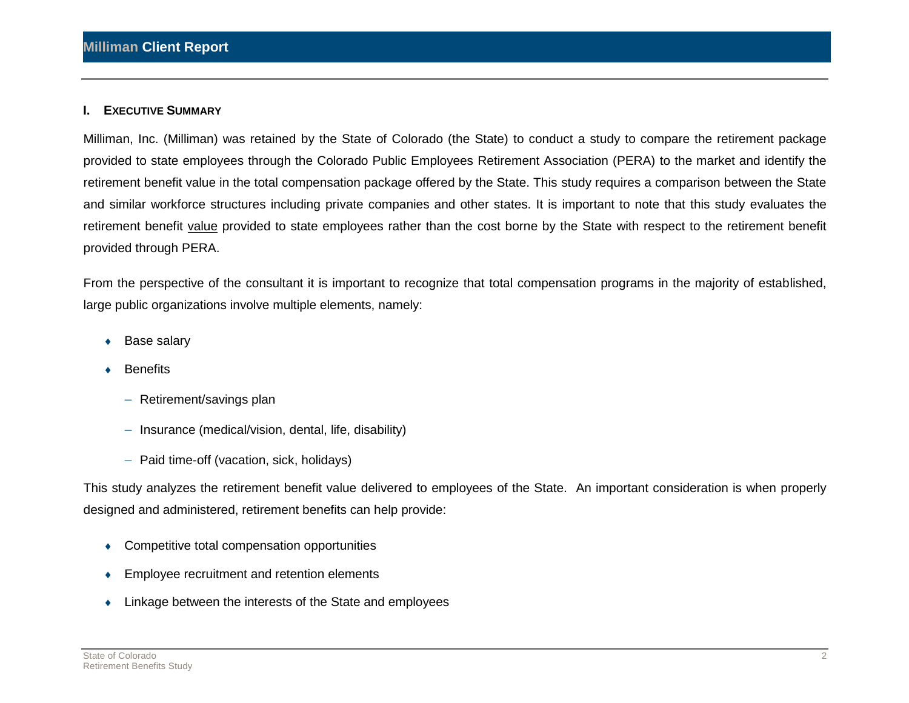## I. EXECUTIVE SUMMARY

Milliman, Inc. (Milliman) was retained by the State of Colorado (the State) to conduct a study to compare the retirement package provided to state employees through the Colorado Public Employees Retirement Association (PERA) to the market and identify the retirement benefit value in the total compensation package offered by the State. This study requires a comparison between the State and similar workforce structures including private companies and other states. It is important to note that this study evaluates the retirement benefit value provided to state employees rather than the cost borne by the State with respect to the retirement benefit provided through PERA.

From the perspective of the consultant it is important to recognize that total compensation programs in the majority of established, large public organizations involve multiple elements, namely:

- Base salary
- Benefits
  - Retirement/savings plan
  - Insurance (medical/vision, dental, life, disability)
  - Paid time-off (vacation, sick, holidays)

This study analyzes the retirement benefit value delivered to employees of the State. An important consideration is when properly designed and administered, retirement benefits can help provide:

- Competitive total compensation opportunities
- Employee recruitment and retention elements
- Linkage between the interests of the State and employees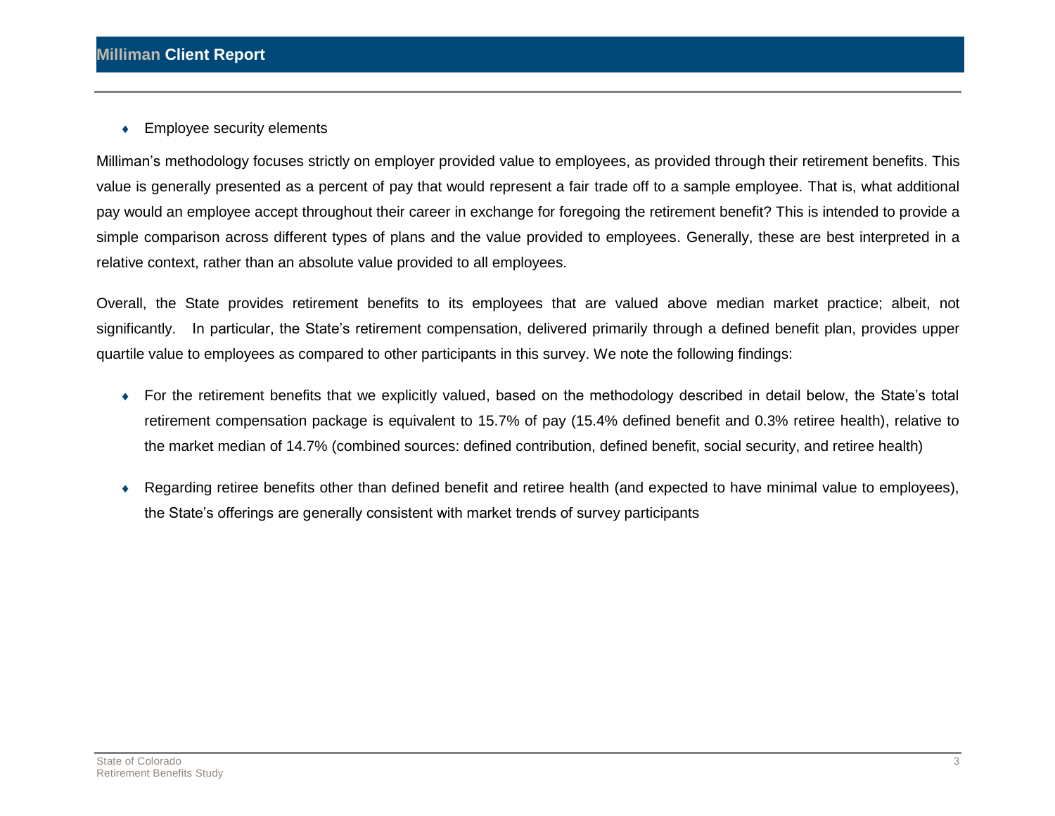- Employee security elements

Milliman's methodology focuses strictly on employer provided value to employees, as provided through their retirement benefits. This value is generally presented as a percent of pay that would represent a fair trade off to a sample employee. That is, what additional pay would an employee accept throughout their career in exchange for foregoing the retirement benefit? This is intended to provide a simple comparison across different types of plans and the value provided to employees. Generally, these are best interpreted in a relative context, rather than an absolute value provided to all employees.

Overall, the State provides retirement benefits to its employees that are valued above median market practice; albeit, not significantly. In particular, the State's retirement compensation, delivered primarily through a defined benefit plan, provides upper quartile value to employees as compared to other participants in this survey. We note the following findings:

- For the retirement benefits that we explicitly valued, based on the methodology described in detail below, the State's total retirement compensation package is equivalent to 15.7% of pay (15.4% defined benefit and 0.3% retiree health), relative to the market median of 14.7% (combined sources: defined contribution, defined benefit, social security, and retiree health)
- Regarding retiree benefits other than defined benefit and retiree health (and expected to have minimal value to employees), the State's offerings are generally consistent with market trends of survey participants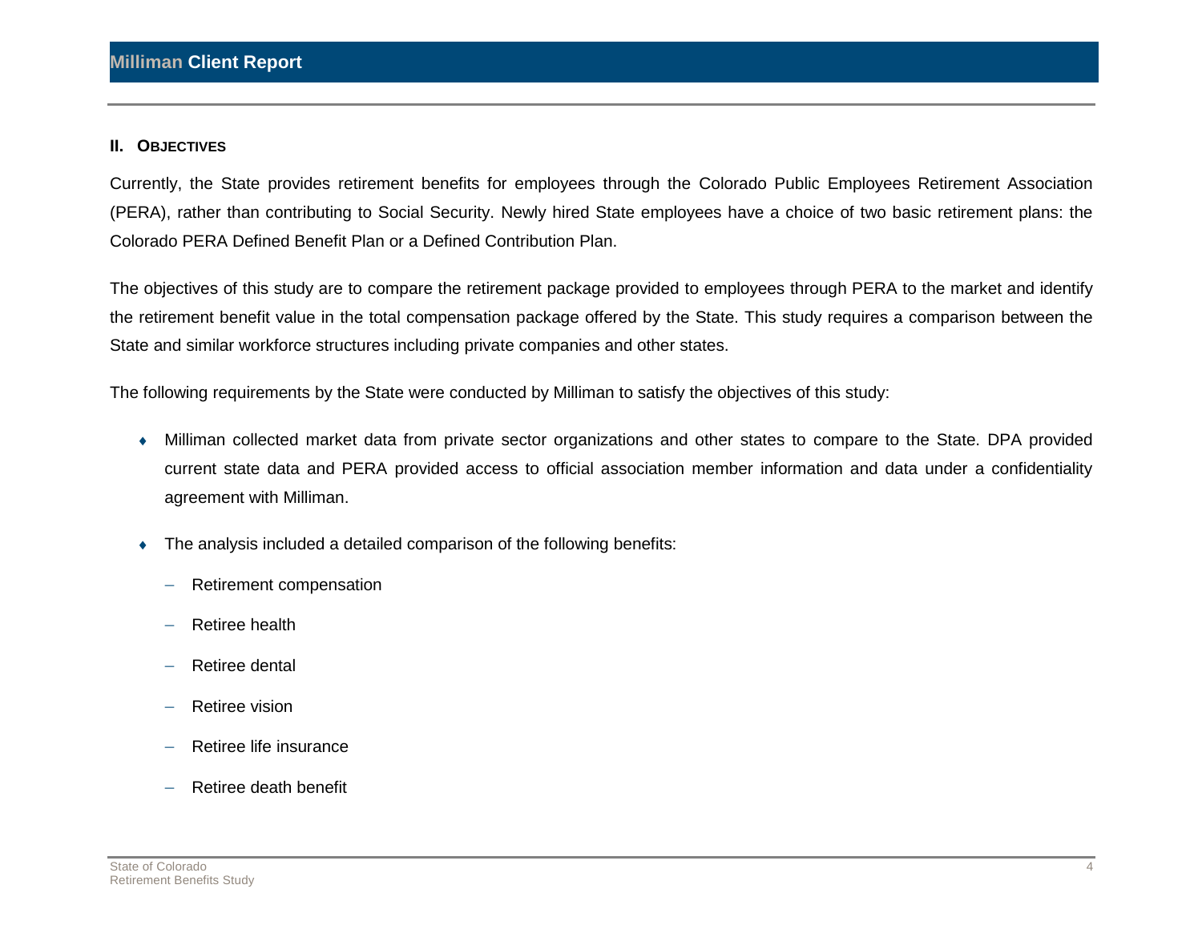## II. OBJECTIVES

Currently, the State provides retirement benefits for employees through the Colorado Public Employees Retirement Association (PERA), rather than contributing to Social Security. Newly hired State employees have a choice of two basic retirement plans: the Colorado PERA Defined Benefit Plan or a Defined Contribution Plan.

The objectives of this study are to compare the retirement package provided to employees through PERA to the market and identify the retirement benefit value in the total compensation package offered by the State. This study requires a comparison between the State and similar workforce structures including private companies and other states.

The following requirements by the State were conducted by Milliman to satisfy the objectives of this study:

- Milliman collected market data from private sector organizations and other states to compare to the State. DPA provided current state data and PERA provided access to official association member information and data under a confidentiality agreement with Milliman.
- The analysis included a detailed comparison of the following benefits:
  - Retirement compensation
  - Retiree health
  - Retiree dental
  - Retiree vision
  - Retiree life insurance
  - Retiree death benefit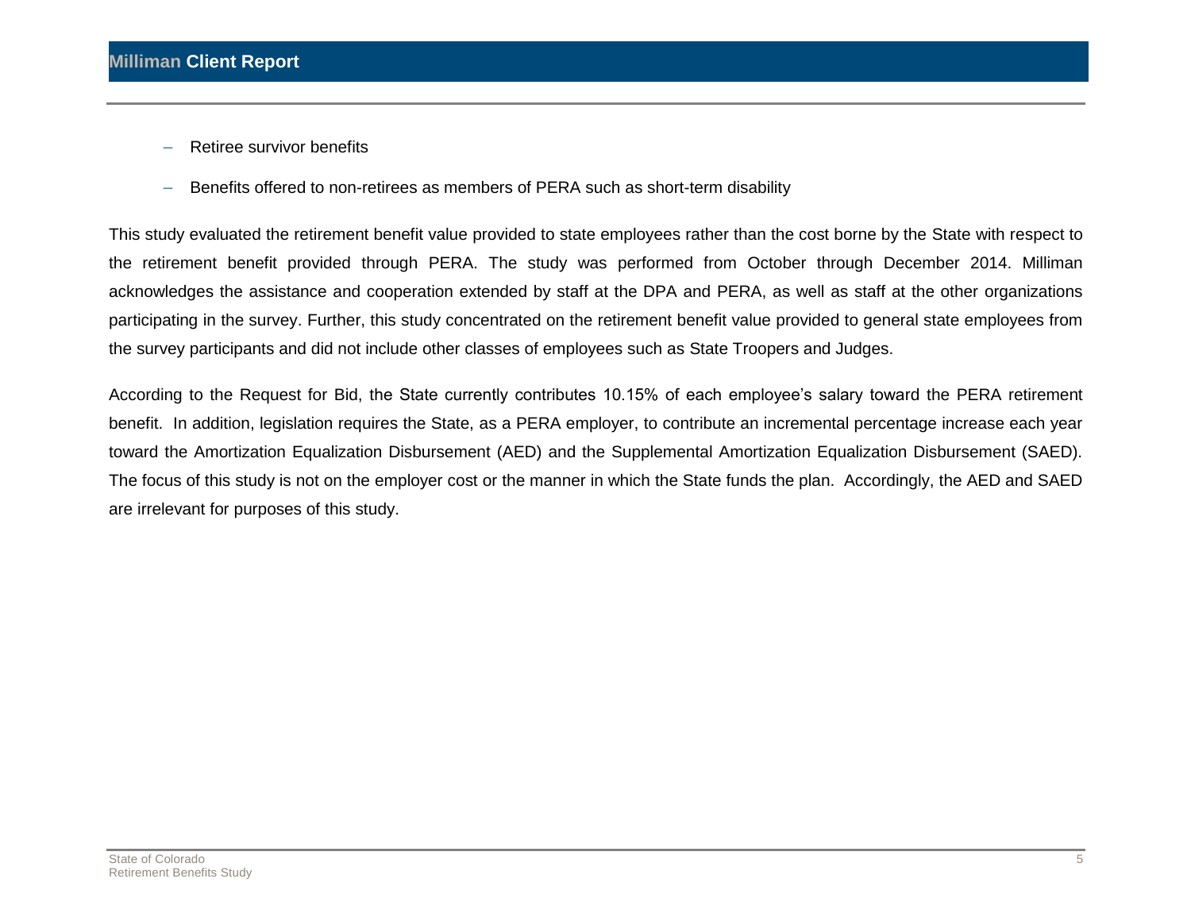- Retiree survivor benefits
- Benefits offered to non-retirees as members of PERA such as short-term disability

This study evaluated the retirement benefit value provided to state employees rather than the cost borne by the State with respect to the retirement benefit provided through PERA. The study was performed from October through December 2014. Milliman acknowledges the assistance and cooperation extended by staff at the DPA and PERA, as well as staff at the other organizations participating in the survey. Further, this study concentrated on the retirement benefit value provided to general state employees from the survey participants and did not include other classes of employees such as State Troopers and Judges.

According to the Request for Bid, the State currently contributes 10.15% of each employee's salary toward the PERA retirement benefit. In addition, legislation requires the State, as a PERA employer, to contribute an incremental percentage increase each year toward the Amortization Equalization Disbursement (AED) and the Supplemental Amortization Equalization Disbursement (SAED). The focus of this study is not on the employer cost or the manner in which the State funds the plan. Accordingly, the AED and SAED are irrelevant for purposes of this study.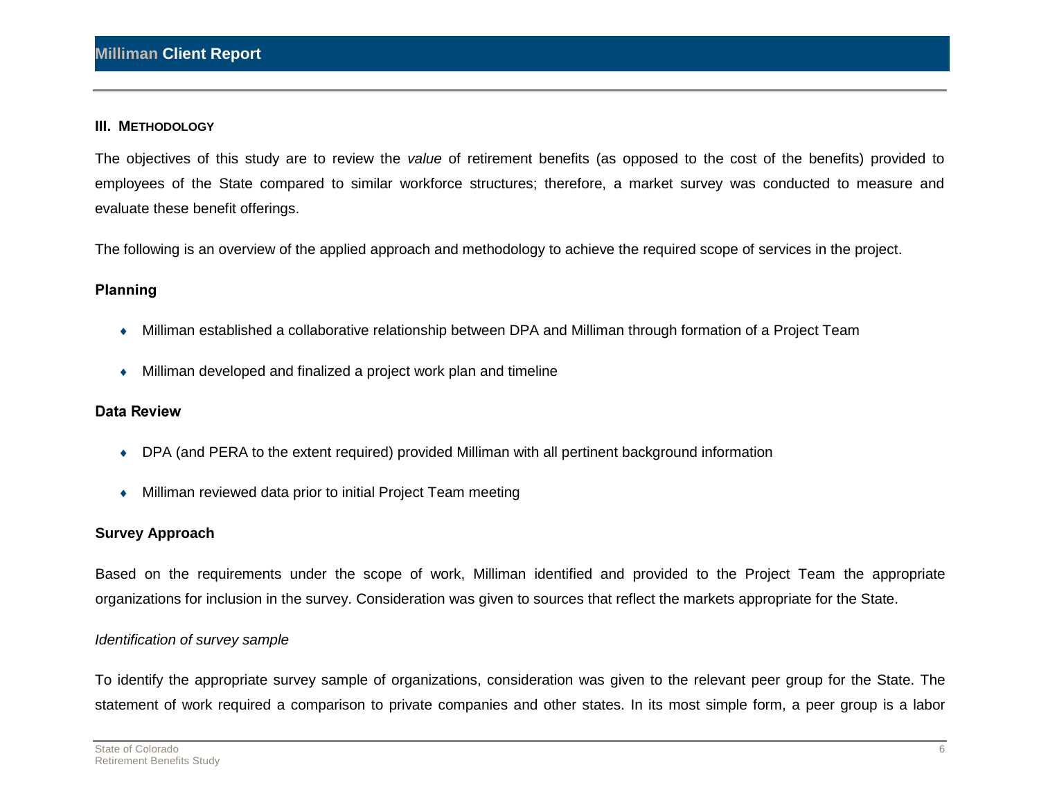## III. Methodology

The objectives of this study are to review the *value* of retirement benefits (as opposed to the cost of the benefits) provided to employees of the State compared to similar workforce structures; therefore, a market survey was conducted to measure and evaluate these benefit offerings.

The following is an overview of the applied approach and methodology to achieve the required scope of services in the project.

### Planning

- Milliman established a collaborative relationship between DPA and Milliman through formation of a Project Team
- Milliman developed and finalized a project work plan and timeline

### Data Review

- DPA (and PERA to the extent required) provided Milliman with all pertinent background information
- Milliman reviewed data prior to initial Project Team meeting

### Survey Approach

Based on the requirements under the scope of work, Milliman identified and provided to the Project Team the appropriate organizations for inclusion in the survey. Consideration was given to sources that reflect the markets appropriate for the State.

*Identification of survey sample*

To identify the appropriate survey sample of organizations, consideration was given to the relevant peer group for the State. The statement of work required a comparison to private companies and other states. In its most simple form, a peer group is a labor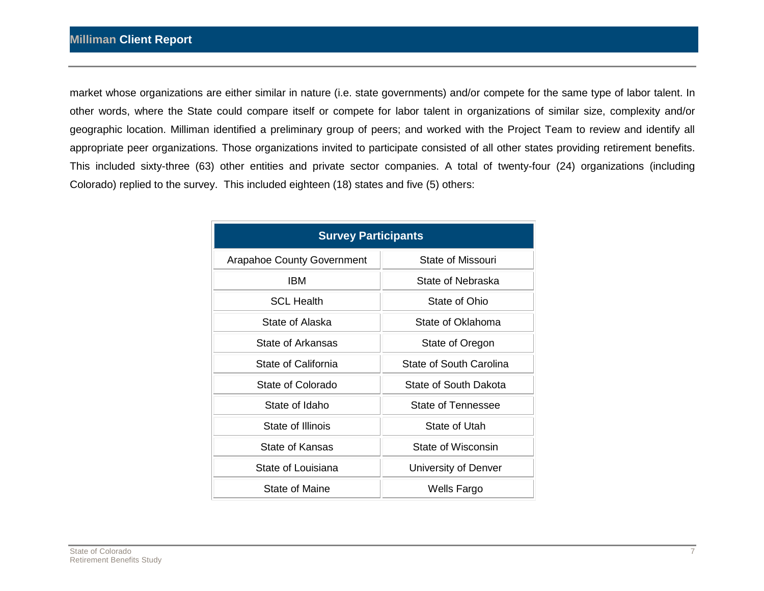market whose organizations are either similar in nature (i.e. state governments) and/or compete for the same type of labor talent. In other words, where the State could compare itself or compete for labor talent in organizations of similar size, complexity and/or geographic location. Milliman identified a preliminary group of peers; and worked with the Project Team to review and identify all appropriate peer organizations. Those organizations invited to participate consisted of all other states providing retirement benefits. This included sixty-three (63) other entities and private sector companies. A total of twenty-four (24) organizations (including Colorado) replied to the survey. This included eighteen (18) states and five (5) others:

| Survey Participants | |
|---|---|
| Arapahoe County Government | State of Missouri |
| IBM | State of Nebraska |
| SCL Health | State of Ohio |
| State of Alaska | State of Oklahoma |
| State of Arkansas | State of Oregon |
| State of California | State of South Carolina |
| State of Colorado | State of South Dakota |
| State of Idaho | State of Tennessee |
| State of Illinois | State of Utah |
| State of Kansas | State of Wisconsin |
| State of Louisiana | University of Denver |
| State of Maine | Wells Fargo |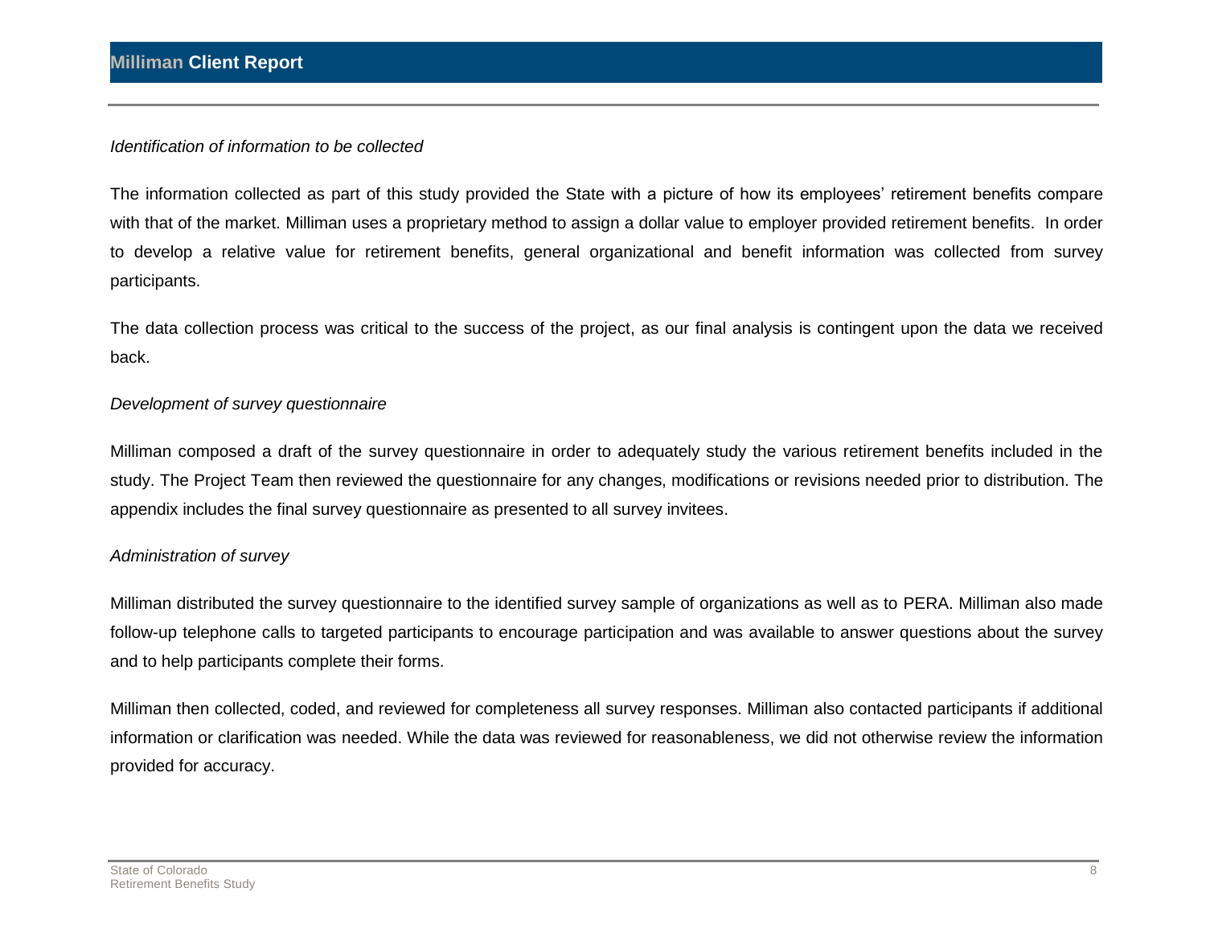*Identification of information to be collected*

The information collected as part of this study provided the State with a picture of how its employees' retirement benefits compare with that of the market. Milliman uses a proprietary method to assign a dollar value to employer provided retirement benefits. In order to develop a relative value for retirement benefits, general organizational and benefit information was collected from survey participants.

The data collection process was critical to the success of the project, as our final analysis is contingent upon the data we received back.

*Development of survey questionnaire*

Milliman composed a draft of the survey questionnaire in order to adequately study the various retirement benefits included in the study. The Project Team then reviewed the questionnaire for any changes, modifications or revisions needed prior to distribution. The appendix includes the final survey questionnaire as presented to all survey invitees.

*Administration of survey*

Milliman distributed the survey questionnaire to the identified survey sample of organizations as well as to PERA. Milliman also made follow-up telephone calls to targeted participants to encourage participation and was available to answer questions about the survey and to help participants complete their forms.

Milliman then collected, coded, and reviewed for completeness all survey responses. Milliman also contacted participants if additional information or clarification was needed. While the data was reviewed for reasonableness, we did not otherwise review the information provided for accuracy.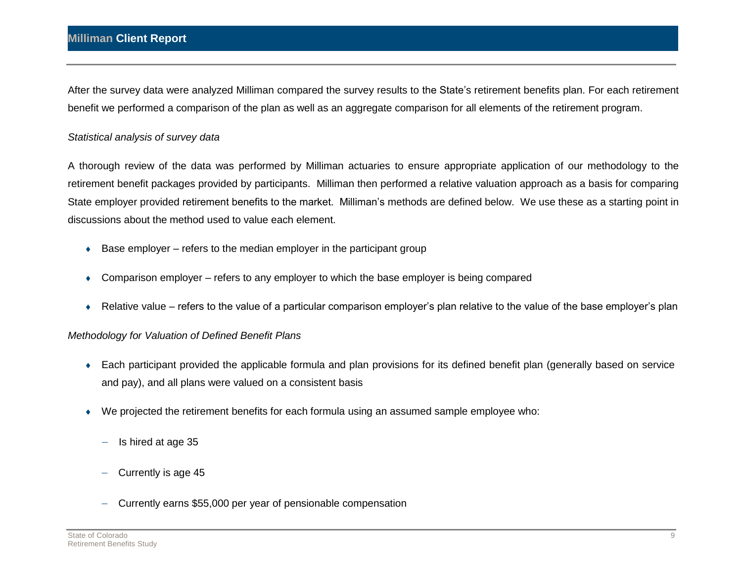After the survey data were analyzed Milliman compared the survey results to the State's retirement benefits plan. For each retirement benefit we performed a comparison of the plan as well as an aggregate comparison for all elements of the retirement program.

*Statistical analysis of survey data*

A thorough review of the data was performed by Milliman actuaries to ensure appropriate application of our methodology to the retirement benefit packages provided by participants. Milliman then performed a relative valuation approach as a basis for comparing State employer provided retirement benefits to the market. Milliman's methods are defined below. We use these as a starting point in discussions about the method used to value each element.

- Base employer – refers to the median employer in the participant group
- Comparison employer – refers to any employer to which the base employer is being compared
- Relative value – refers to the value of a particular comparison employer's plan relative to the value of the base employer's plan

*Methodology for Valuation of Defined Benefit Plans*

- Each participant provided the applicable formula and plan provisions for its defined benefit plan (generally based on service and pay), and all plans were valued on a consistent basis
- We projected the retirement benefits for each formula using an assumed sample employee who:
  - Is hired at age 35
  - Currently is age 45
  - Currently earns $55,000 per year of pensionable compensation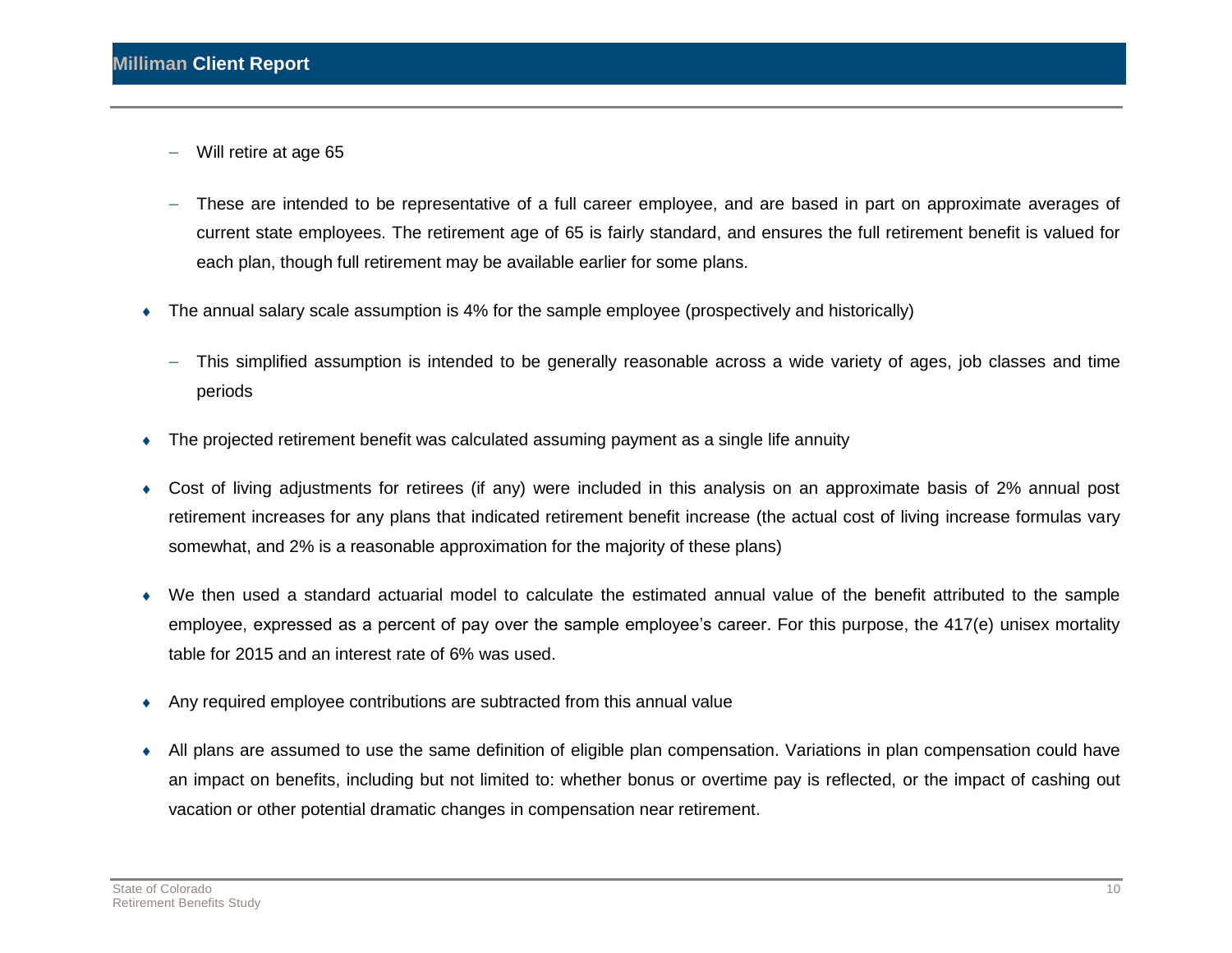- Will retire at age 65

  - These are intended to be representative of a full career employee, and are based in part on approximate averages of current state employees. The retirement age of 65 is fairly standard, and ensures the full retirement benefit is valued for each plan, though full retirement may be available earlier for some plans.

- The annual salary scale assumption is 4% for the sample employee (prospectively and historically)

  - This simplified assumption is intended to be generally reasonable across a wide variety of ages, job classes and time periods

- The projected retirement benefit was calculated assuming payment as a single life annuity

- Cost of living adjustments for retirees (if any) were included in this analysis on an approximate basis of 2% annual post retirement increases for any plans that indicated retirement benefit increase (the actual cost of living increase formulas vary somewhat, and 2% is a reasonable approximation for the majority of these plans)

- We then used a standard actuarial model to calculate the estimated annual value of the benefit attributed to the sample employee, expressed as a percent of pay over the sample employee's career. For this purpose, the 417(e) unisex mortality table for 2015 and an interest rate of 6% was used.

- Any required employee contributions are subtracted from this annual value

- All plans are assumed to use the same definition of eligible plan compensation. Variations in plan compensation could have an impact on benefits, including but not limited to: whether bonus or overtime pay is reflected, or the impact of cashing out vacation or other potential dramatic changes in compensation near retirement.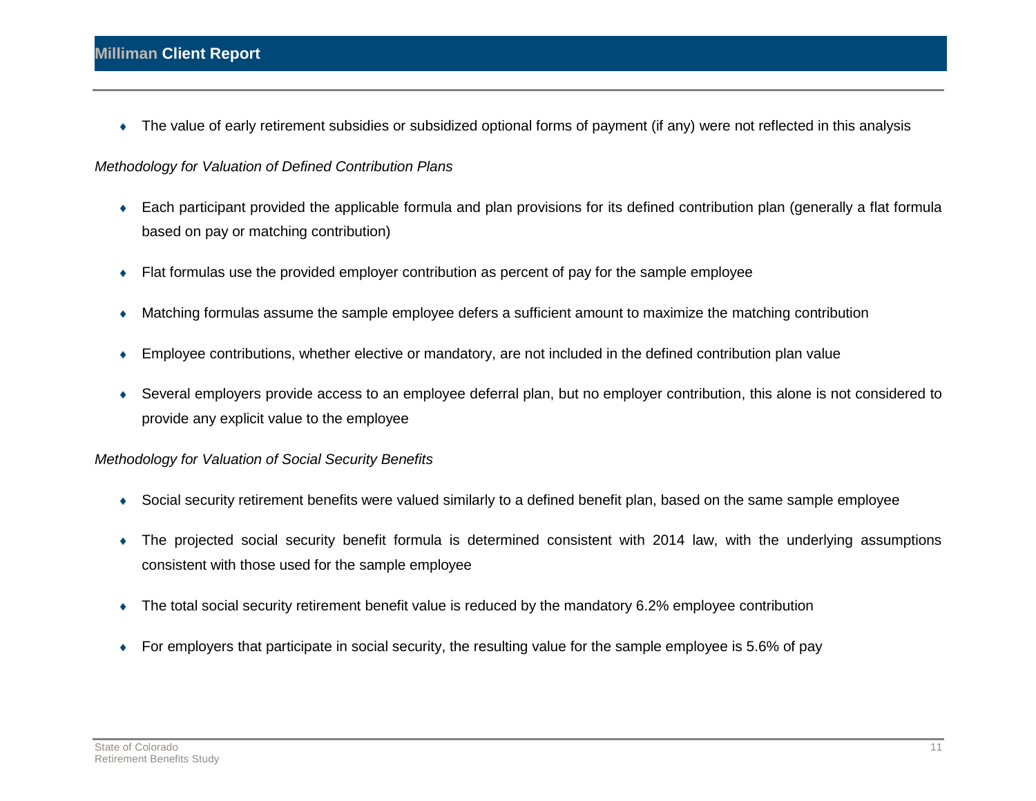- The value of early retirement subsidies or subsidized optional forms of payment (if any) were not reflected in this analysis

*Methodology for Valuation of Defined Contribution Plans*

- Each participant provided the applicable formula and plan provisions for its defined contribution plan (generally a flat formula based on pay or matching contribution)
- Flat formulas use the provided employer contribution as percent of pay for the sample employee
- Matching formulas assume the sample employee defers a sufficient amount to maximize the matching contribution
- Employee contributions, whether elective or mandatory, are not included in the defined contribution plan value
- Several employers provide access to an employee deferral plan, but no employer contribution, this alone is not considered to provide any explicit value to the employee

*Methodology for Valuation of Social Security Benefits*

- Social security retirement benefits were valued similarly to a defined benefit plan, based on the same sample employee
- The projected social security benefit formula is determined consistent with 2014 law, with the underlying assumptions consistent with those used for the sample employee
- The total social security retirement benefit value is reduced by the mandatory 6.2% employee contribution
- For employers that participate in social security, the resulting value for the sample employee is 5.6% of pay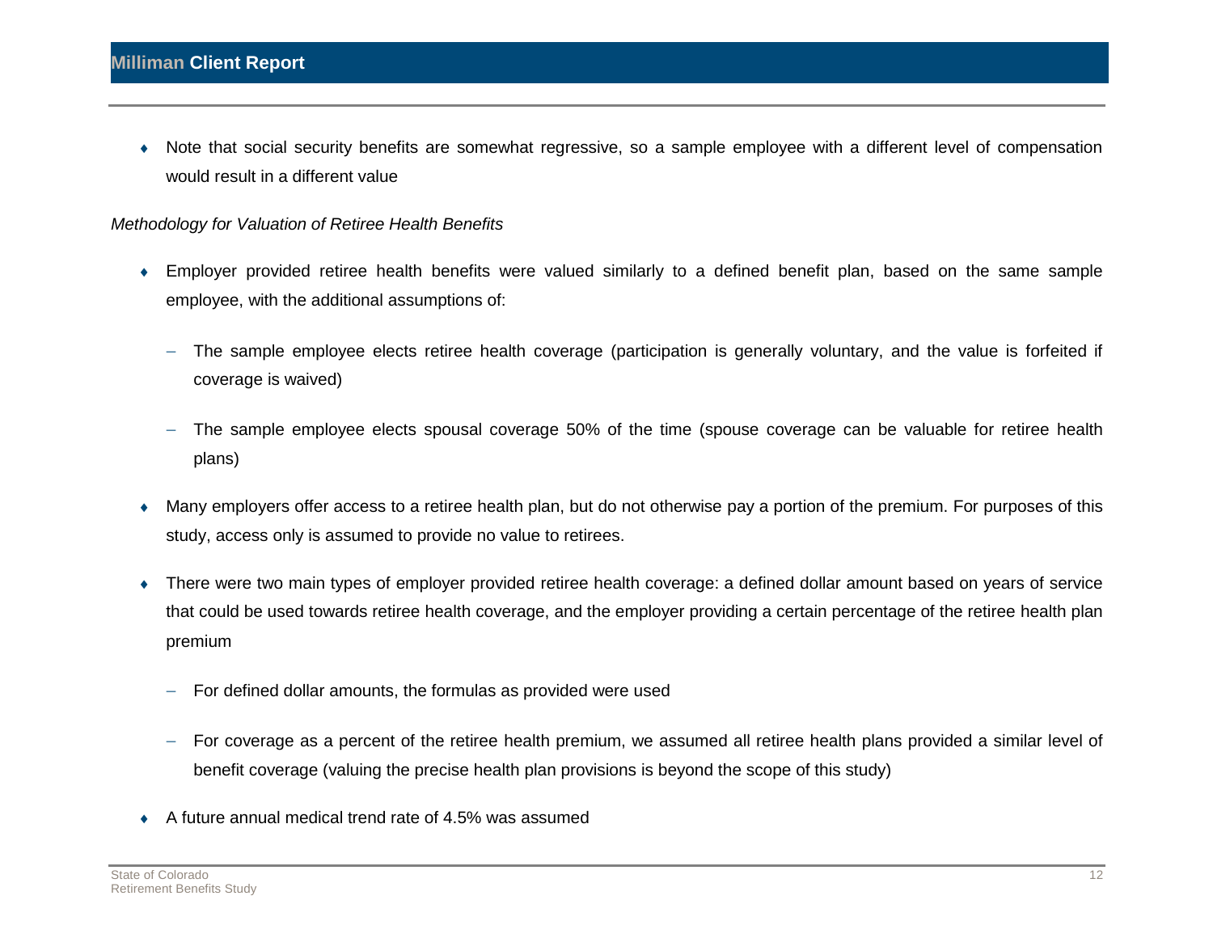- Note that social security benefits are somewhat regressive, so a sample employee with a different level of compensation would result in a different value

*Methodology for Valuation of Retiree Health Benefits*

- Employer provided retiree health benefits were valued similarly to a defined benefit plan, based on the same sample employee, with the additional assumptions of:
  - The sample employee elects retiree health coverage (participation is generally voluntary, and the value is forfeited if coverage is waived)
  - The sample employee elects spousal coverage 50% of the time (spouse coverage can be valuable for retiree health plans)
- Many employers offer access to a retiree health plan, but do not otherwise pay a portion of the premium. For purposes of this study, access only is assumed to provide no value to retirees.
- There were two main types of employer provided retiree health coverage: a defined dollar amount based on years of service that could be used towards retiree health coverage, and the employer providing a certain percentage of the retiree health plan premium
  - For defined dollar amounts, the formulas as provided were used
  - For coverage as a percent of the retiree health premium, we assumed all retiree health plans provided a similar level of benefit coverage (valuing the precise health plan provisions is beyond the scope of this study)
- A future annual medical trend rate of 4.5% was assumed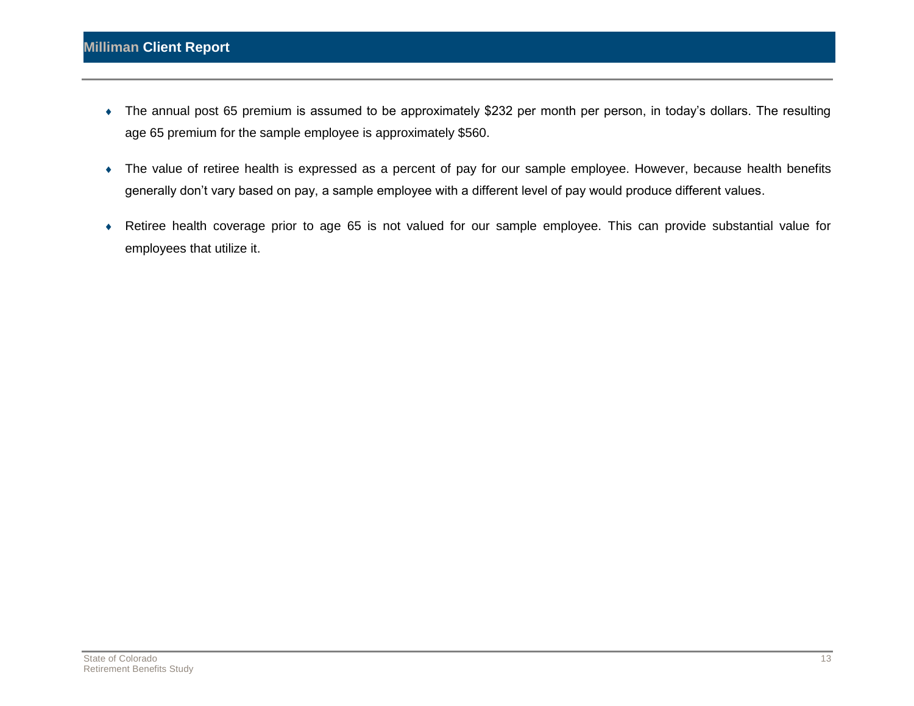- The annual post 65 premium is assumed to be approximately $232 per month per person, in today's dollars. The resulting age 65 premium for the sample employee is approximately $560.
- The value of retiree health is expressed as a percent of pay for our sample employee. However, because health benefits generally don't vary based on pay, a sample employee with a different level of pay would produce different values.
- Retiree health coverage prior to age 65 is not valued for our sample employee. This can provide substantial value for employees that utilize it.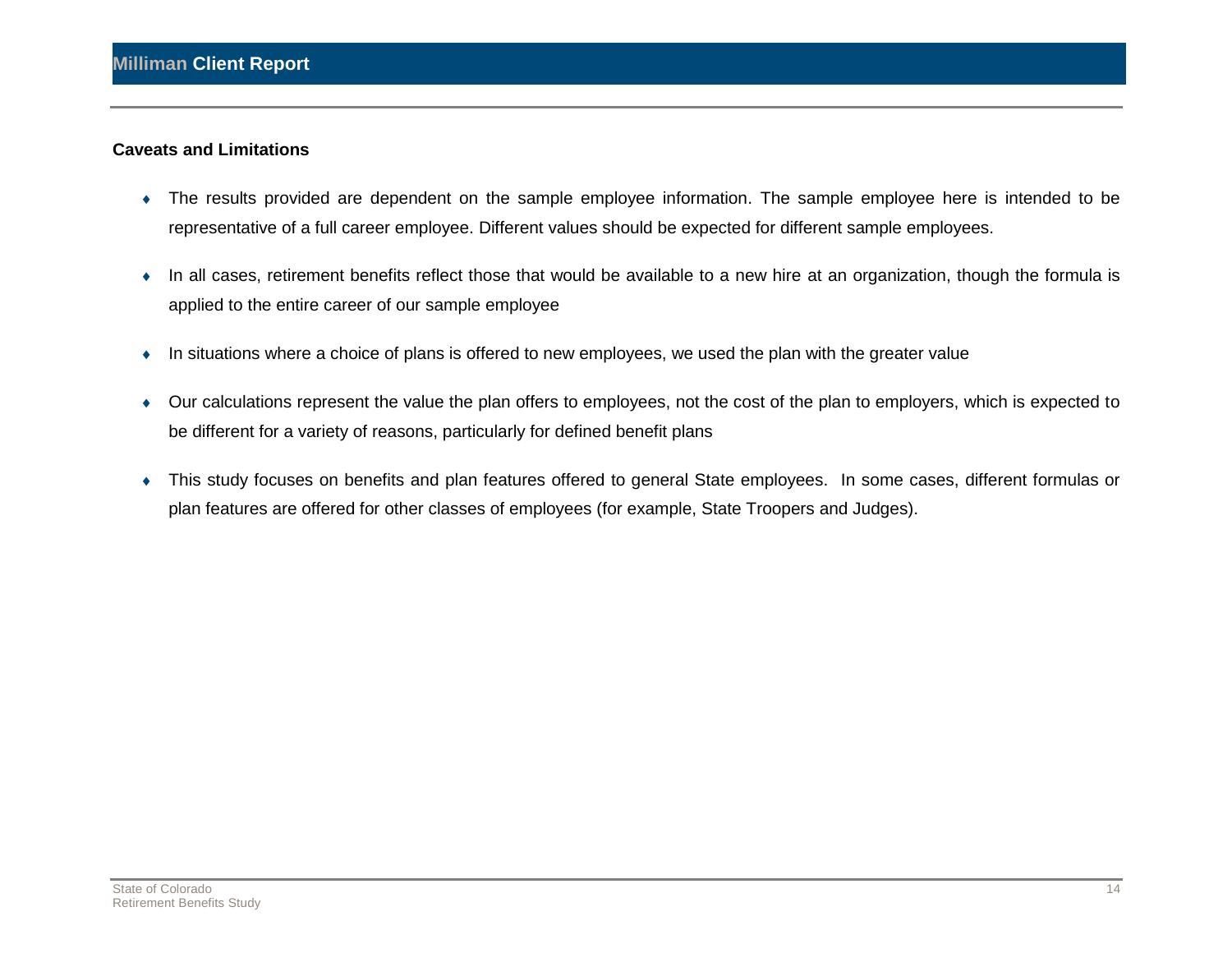**Caveats and Limitations**

- The results provided are dependent on the sample employee information. The sample employee here is intended to be representative of a full career employee. Different values should be expected for different sample employees.
- In all cases, retirement benefits reflect those that would be available to a new hire at an organization, though the formula is applied to the entire career of our sample employee
- In situations where a choice of plans is offered to new employees, we used the plan with the greater value
- Our calculations represent the value the plan offers to employees, not the cost of the plan to employers, which is expected to be different for a variety of reasons, particularly for defined benefit plans
- This study focuses on benefits and plan features offered to general State employees.  In some cases, different formulas or plan features are offered for other classes of employees (for example, State Troopers and Judges).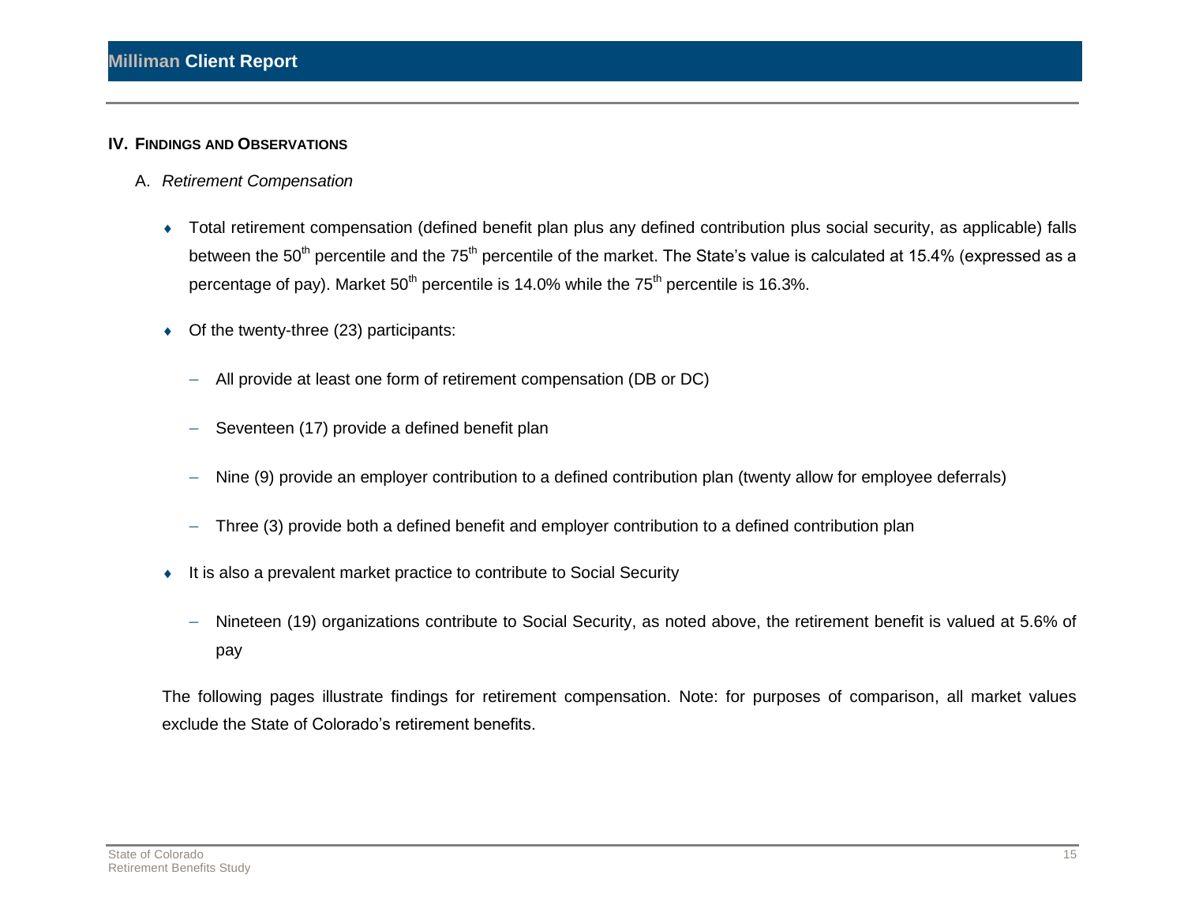## IV. Findings and Observations

### A. *Retirement Compensation*

- Total retirement compensation (defined benefit plan plus any defined contribution plus social security, as applicable) falls between the 50th percentile and the 75th percentile of the market. The State's value is calculated at 15.4% (expressed as a percentage of pay). Market 50th percentile is 14.0% while the 75th percentile is 16.3%.
- Of the twenty-three (23) participants:
  - All provide at least one form of retirement compensation (DB or DC)
  - Seventeen (17) provide a defined benefit plan
  - Nine (9) provide an employer contribution to a defined contribution plan (twenty allow for employee deferrals)
  - Three (3) provide both a defined benefit and employer contribution to a defined contribution plan
- It is also a prevalent market practice to contribute to Social Security
  - Nineteen (19) organizations contribute to Social Security, as noted above, the retirement benefit is valued at 5.6% of pay

The following pages illustrate findings for retirement compensation. Note: for purposes of comparison, all market values exclude the State of Colorado's retirement benefits.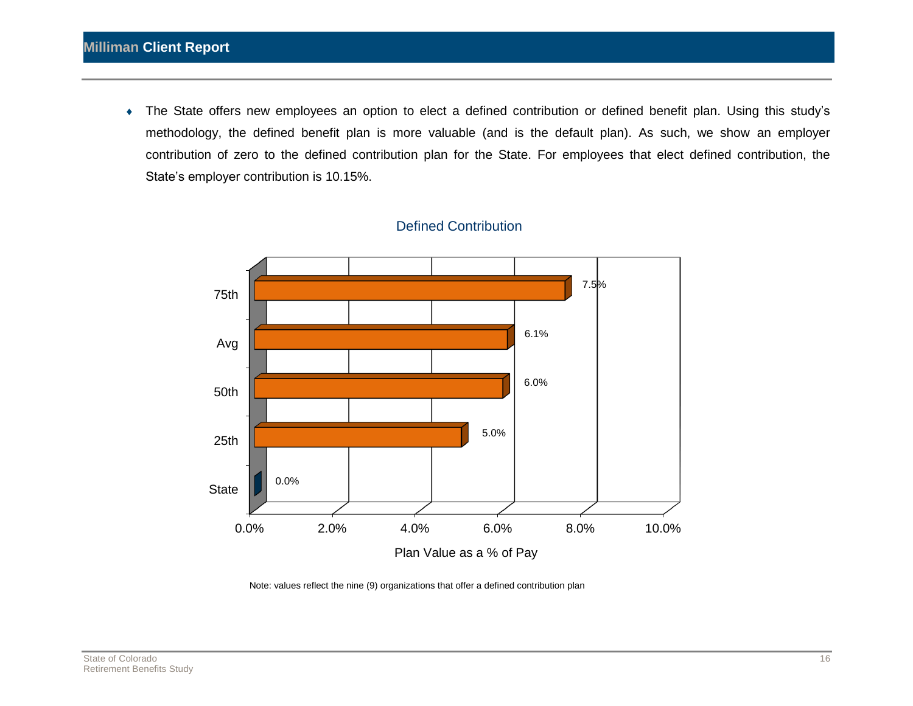- The State offers new employees an option to elect a defined contribution or defined benefit plan. Using this study's methodology, the defined benefit plan is more valuable (and is the default plan). As such, we show an employer contribution of zero to the defined contribution plan for the State. For employees that elect defined contribution, the State's employer contribution is 10.15%.

**Defined Contribution**

| | Plan Value as a % of Pay |
|---|---|
| 75th | 7.5% |
| Avg | 6.1% |
| 50th | 6.0% |
| 25th | 5.0% |
| State | 0.0% |

Note: values reflect the nine (9) organizations that offer a defined contribution plan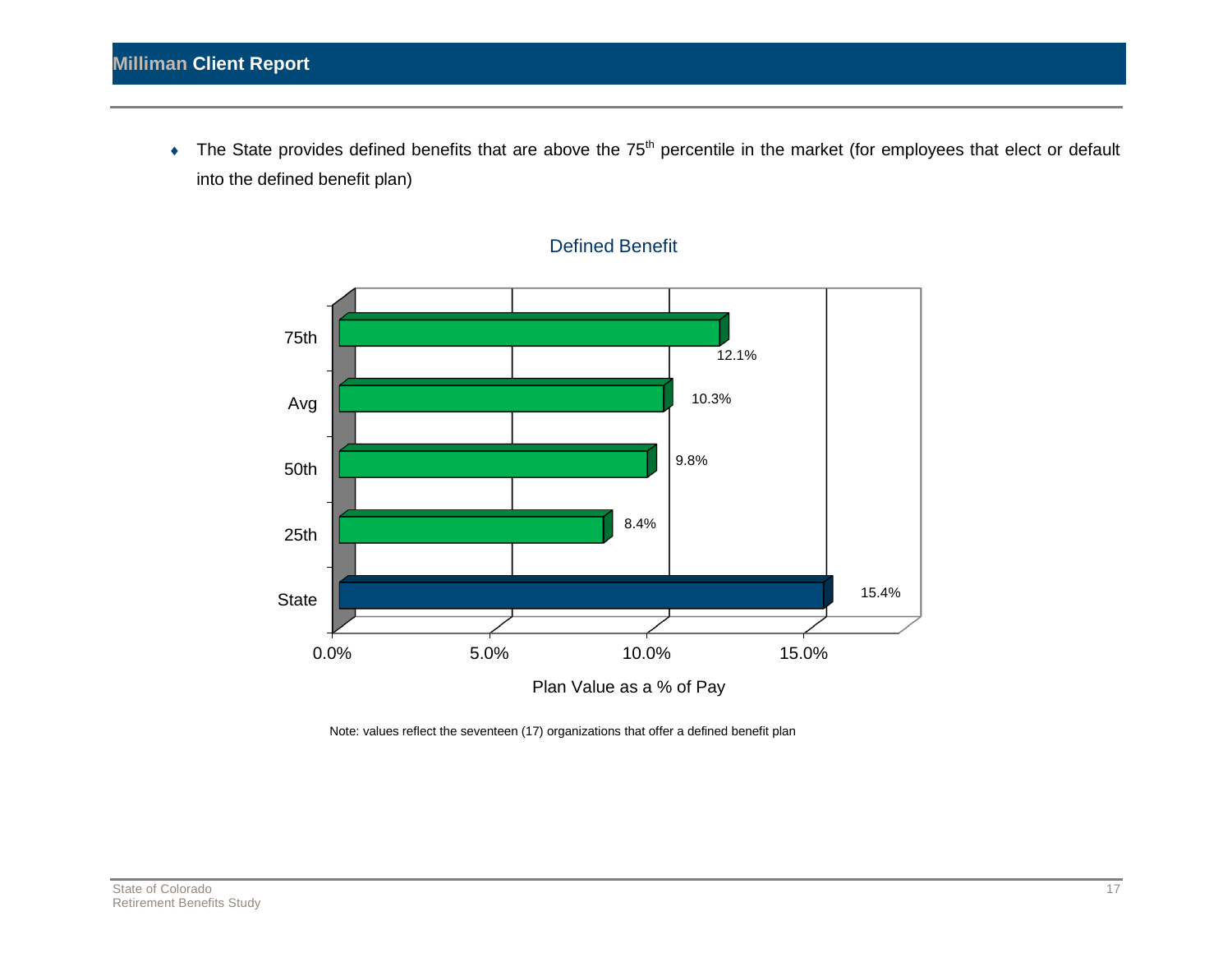- The State provides defined benefits that are above the 75th percentile in the market (for employees that elect or default into the defined benefit plan)

**Defined Benefit**

| | Plan Value as a % of Pay |
|---|---|
| 75th | 12.1% |
| Avg | 10.3% |
| 50th | 9.8% |
| 25th | 8.4% |
| State | 15.4% |

Note: values reflect the seventeen (17) organizations that offer a defined benefit plan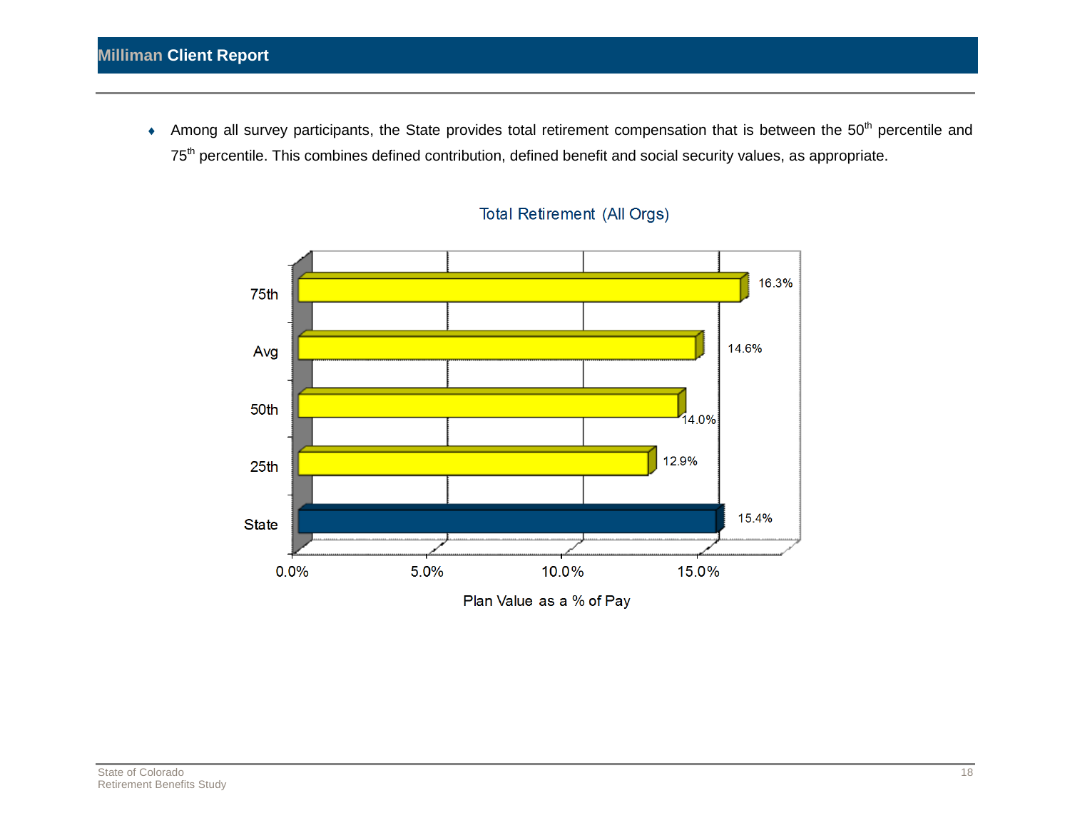- Among all survey participants, the State provides total retirement compensation that is between the 50th percentile and 75th percentile. This combines defined contribution, defined benefit and social security values, as appropriate.

**Total Retirement (All Orgs)**

| | Plan Value as a % of Pay |
|---|---|
| 75th | 16.3% |
| Avg | 14.6% |
| 50th | 14.0% |
| 25th | 12.9% |
| State | 15.4% |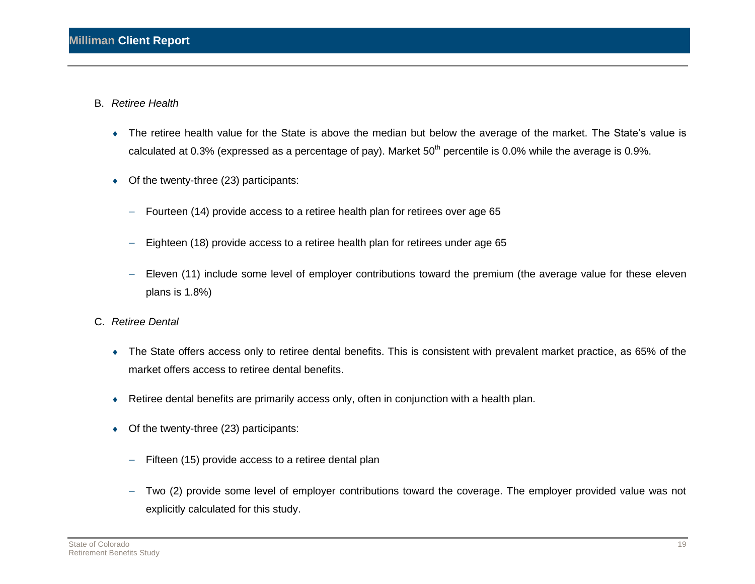B. *Retiree Health*

- The retiree health value for the State is above the median but below the average of the market. The State's value is calculated at 0.3% (expressed as a percentage of pay). Market $50^{th}$ percentile is 0.0% while the average is 0.9%.
- Of the twenty-three (23) participants:
  - Fourteen (14) provide access to a retiree health plan for retirees over age 65
  - Eighteen (18) provide access to a retiree health plan for retirees under age 65
  - Eleven (11) include some level of employer contributions toward the premium (the average value for these eleven plans is 1.8%)

C. *Retiree Dental*

- The State offers access only to retiree dental benefits. This is consistent with prevalent market practice, as 65% of the market offers access to retiree dental benefits.
- Retiree dental benefits are primarily access only, often in conjunction with a health plan.
- Of the twenty-three (23) participants:
  - Fifteen (15) provide access to a retiree dental plan
  - Two (2) provide some level of employer contributions toward the coverage. The employer provided value was not explicitly calculated for this study.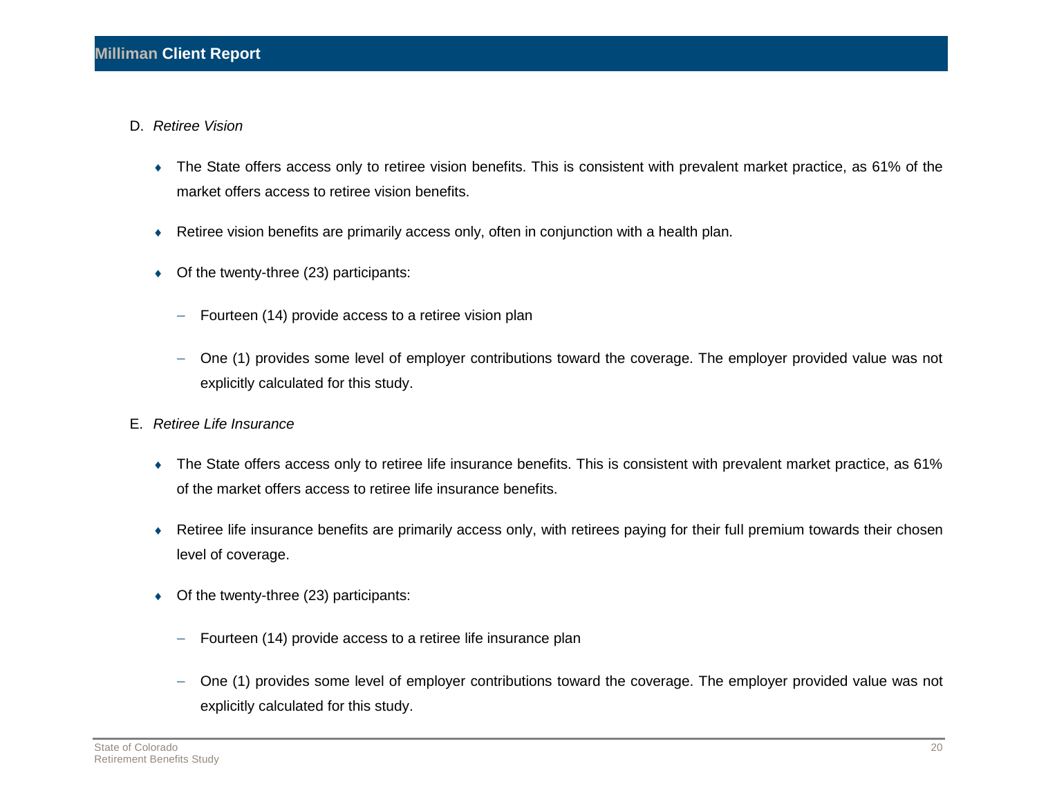D. *Retire Vision*

- The State offers access only to retiree vision benefits. This is consistent with prevalent market practice, as 61% of the market offers access to retiree vision benefits.
- Retiree vision benefits are primarily access only, often in conjunction with a health plan.
- Of the twenty-three (23) participants:
  - Fourteen (14) provide access to a retiree vision plan
  - One (1) provides some level of employer contributions toward the coverage. The employer provided value was not explicitly calculated for this study.

E. *Retiree Life Insurance*

- The State offers access only to retiree life insurance benefits. This is consistent with prevalent market practice, as 61% of the market offers access to retiree life insurance benefits.
- Retiree life insurance benefits are primarily access only, with retirees paying for their full premium towards their chosen level of coverage.
- Of the twenty-three (23) participants:
  - Fourteen (14) provide access to a retiree life insurance plan
  - One (1) provides some level of employer contributions toward the coverage. The employer provided value was not explicitly calculated for this study.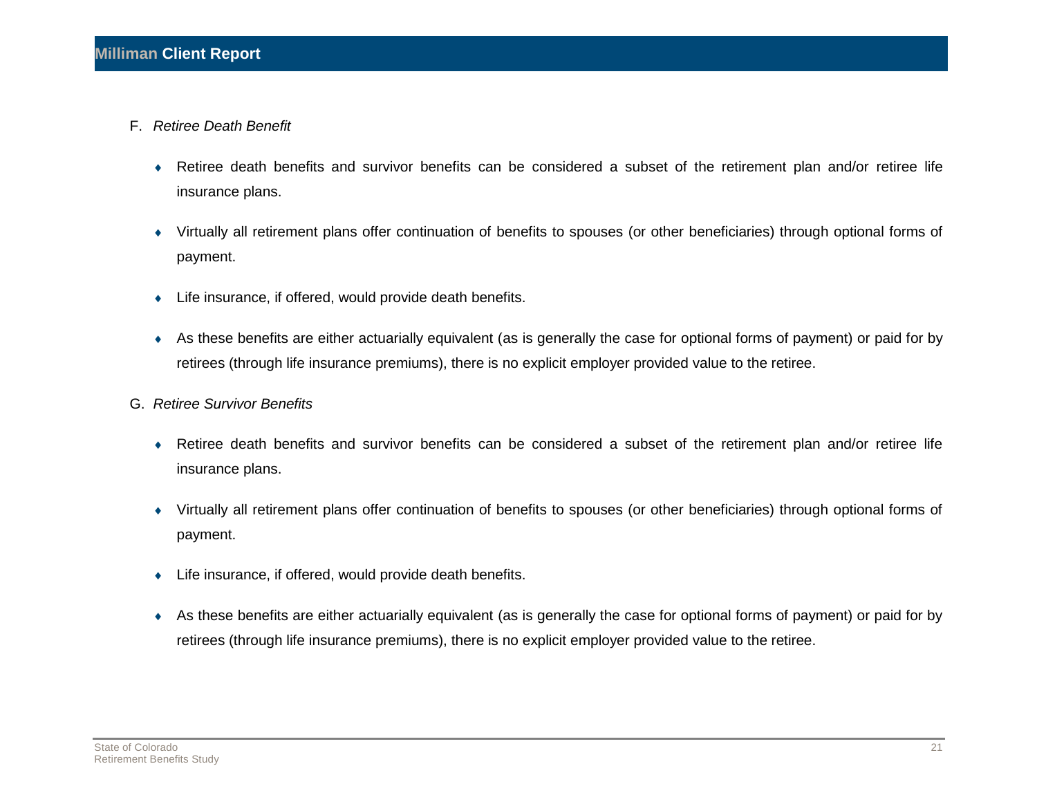F. *Retiree Death Benefit*

- Retiree death benefits and survivor benefits can be considered a subset of the retirement plan and/or retiree life insurance plans.
- Virtually all retirement plans offer continuation of benefits to spouses (or other beneficiaries) through optional forms of payment.
- Life insurance, if offered, would provide death benefits.
- As these benefits are either actuarially equivalent (as is generally the case for optional forms of payment) or paid for by retirees (through life insurance premiums), there is no explicit employer provided value to the retiree.

G. *Retiree Survivor Benefits*

- Retiree death benefits and survivor benefits can be considered a subset of the retirement plan and/or retiree life insurance plans.
- Virtually all retirement plans offer continuation of benefits to spouses (or other beneficiaries) through optional forms of payment.
- Life insurance, if offered, would provide death benefits.
- As these benefits are either actuarially equivalent (as is generally the case for optional forms of payment) or paid for by retirees (through life insurance premiums), there is no explicit employer provided value to the retiree.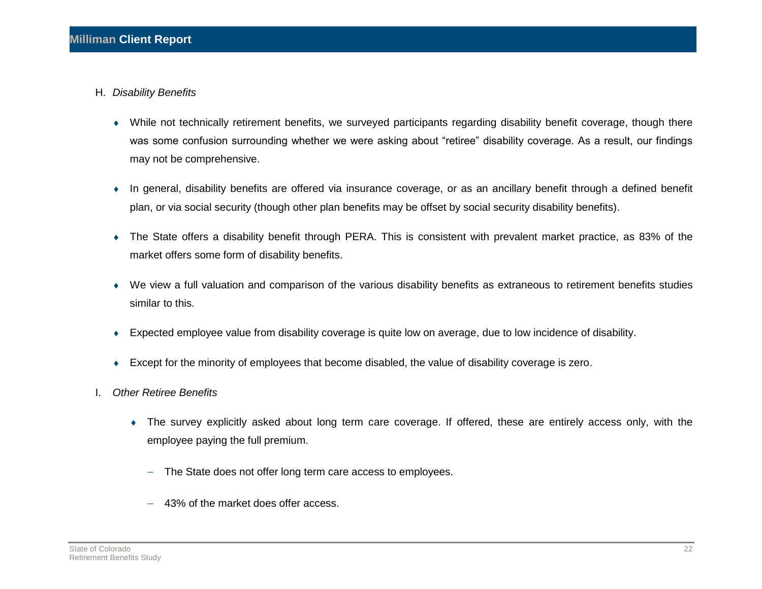H. *Disability Benefits*

- While not technically retirement benefits, we surveyed participants regarding disability benefit coverage, though there was some confusion surrounding whether we were asking about "retiree" disability coverage. As a result, our findings may not be comprehensive.

- In general, disability benefits are offered via insurance coverage, or as an ancillary benefit through a defined benefit plan, or via social security (though other plan benefits may be offset by social security disability benefits).

- The State offers a disability benefit through PERA. This is consistent with prevalent market practice, as 83% of the market offers some form of disability benefits.

- We view a full valuation and comparison of the various disability benefits as extraneous to retirement benefits studies similar to this.

- Expected employee value from disability coverage is quite low on average, due to low incidence of disability.

- Except for the minority of employees that become disabled, the value of disability coverage is zero.

I. *Other Retiree Benefits*

- The survey explicitly asked about long term care coverage. If offered, these are entirely access only, with the employee paying the full premium.
  - The State does not offer long term care access to employees.
  - 43% of the market does offer access.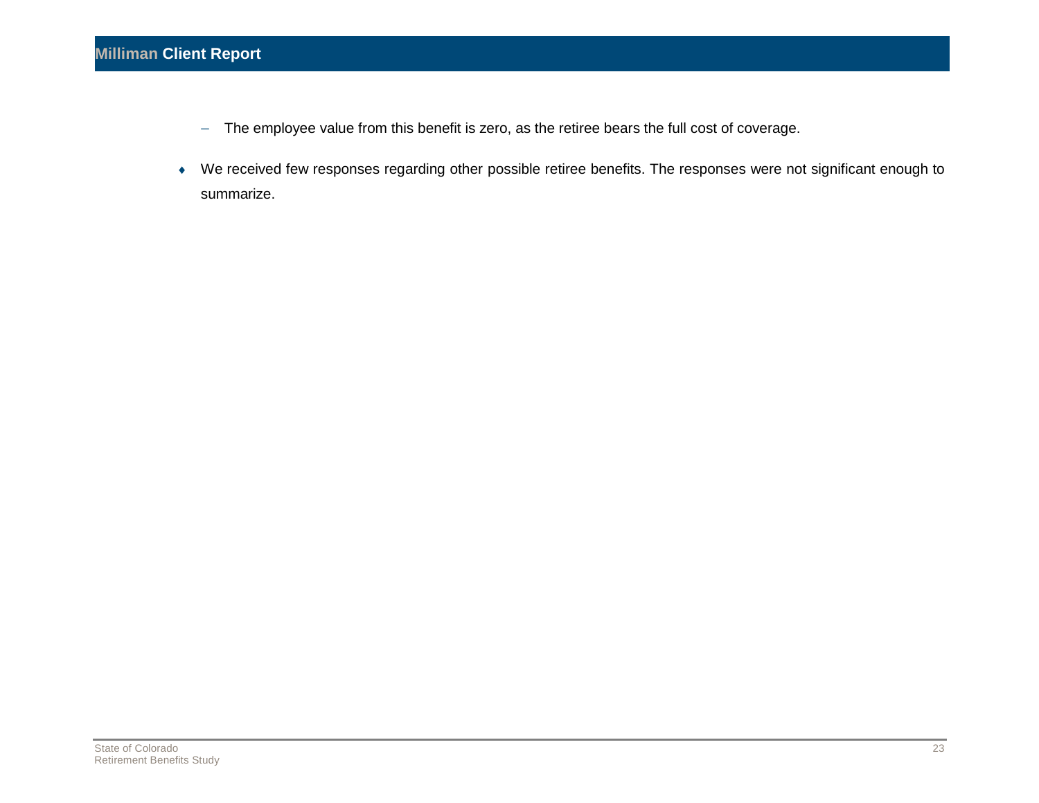- The employee value from this benefit is zero, as the retiree bears the full cost of coverage.

- We received few responses regarding other possible retiree benefits. The responses were not significant enough to summarize.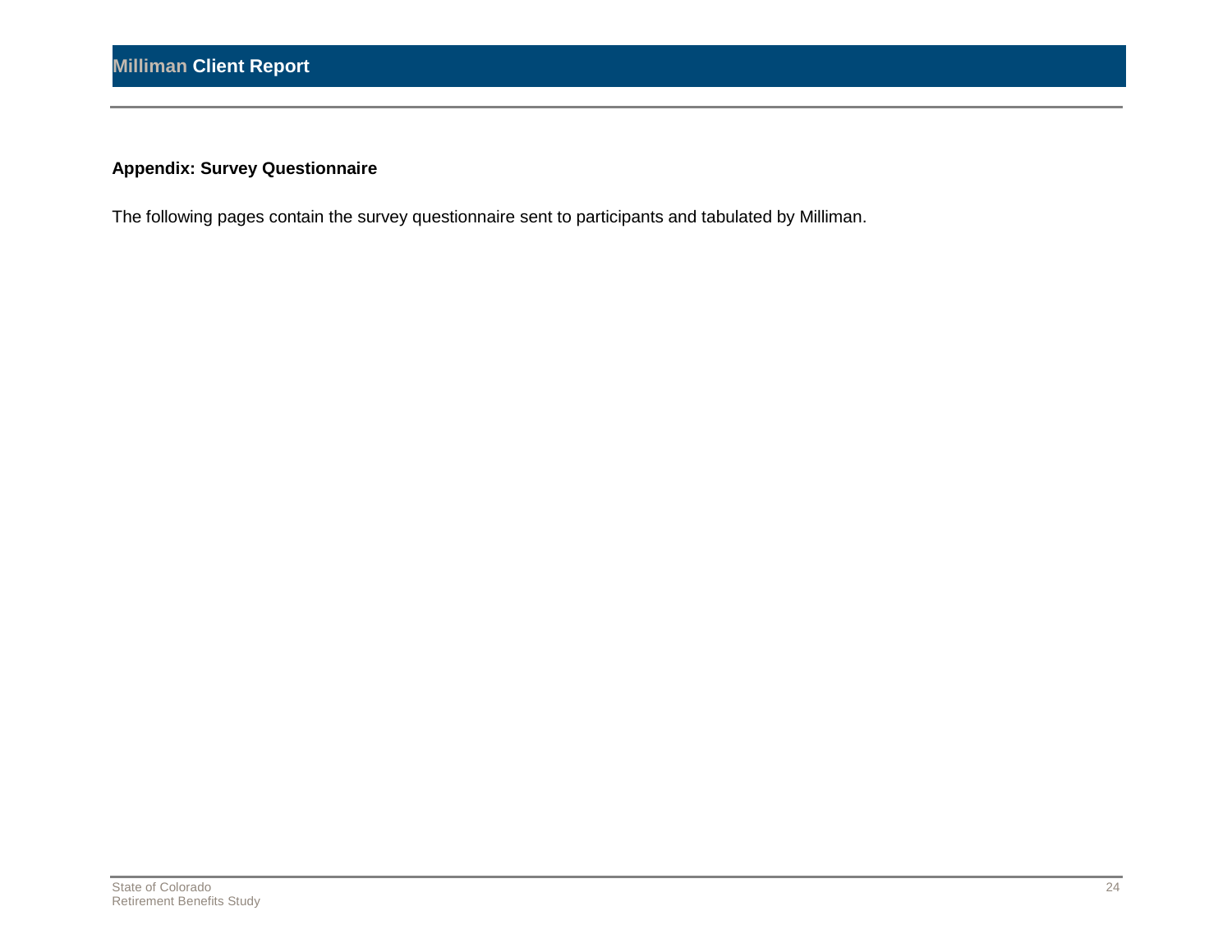## Appendix: Survey Questionnaire

The following pages contain the survey questionnaire sent to participants and tabulated by Milliman.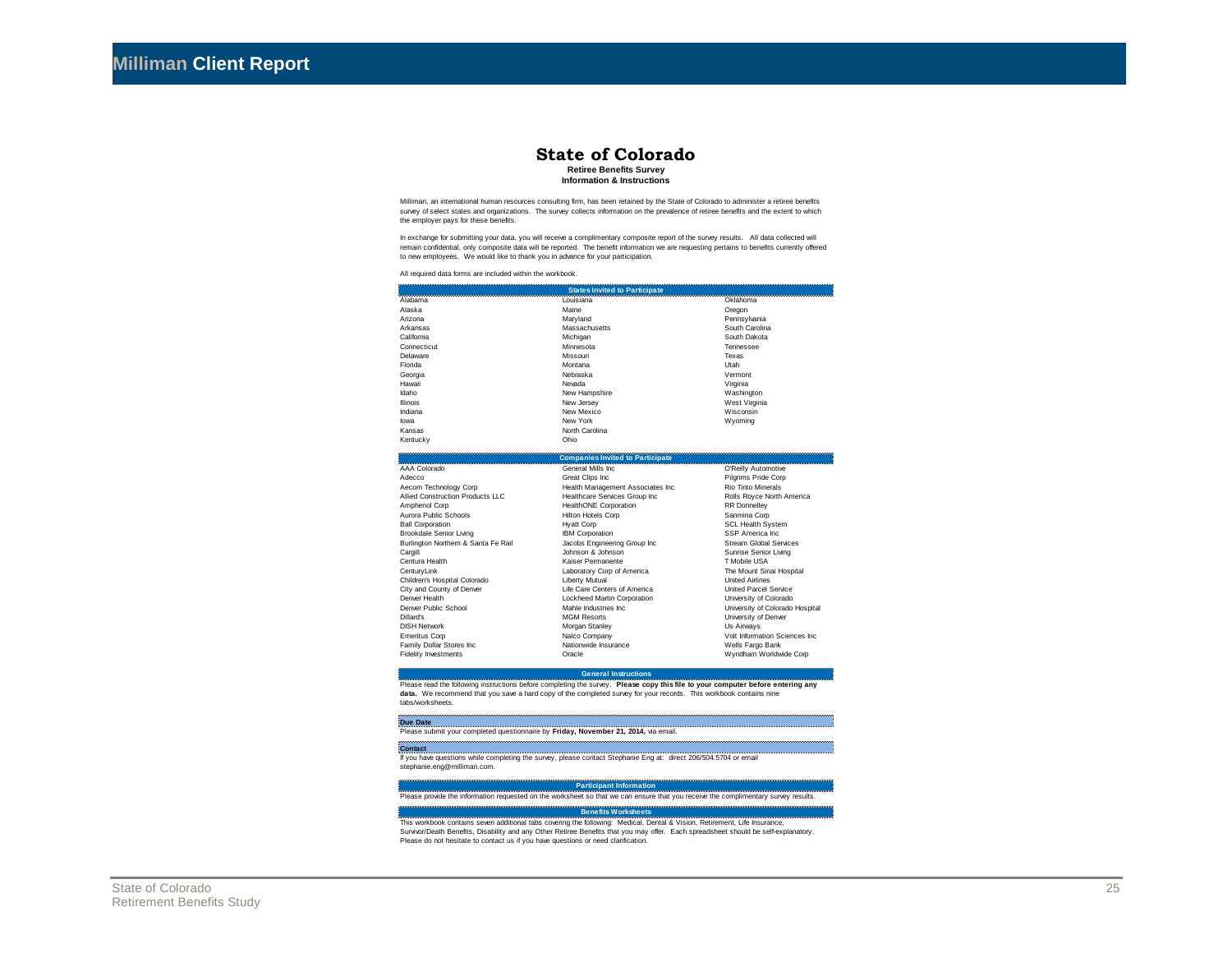# State of Colorado

**Retiree Benefits Survey**
**Information & Instructions**

Milliman, an international human resources consulting firm, has been retained by the State of Colorado to administer a retiree benefits survey of select states and organizations. The survey collects information on the prevalence of retiree benefits and the extent to which the employer pays for these benefits.

In exchange for submitting your data, you will receive a complimentary composite report of the survey results. All data collected will remain confidential, only composite data will be reported. The benefit information we are requesting pertains to benefits currently offered to new employees. We would like to thank you in advance for your participation.

All required data forms are included within the workbook.

| States Invited to Participate | | |
|---|---|---|
| Alabama | Louisiana | Oklahoma |
| Alaska | Maine | Oregon |
| Arizona | Maryland | Pennsylvania |
| Arkansas | Massachusetts | South Carolina |
| California | Michigan | South Dakota |
| Connecticut | Minnesota | Tennessee |
| Delaware | Missouri | Texas |
| Florida | Montana | Utah |
| Georgia | Nebraska | Vermont |
| Hawaii | Nevada | Virginia |
| Idaho | New Hampshire | Washington |
| Illinois | New Jersey | West Virginia |
| Indiana | New Mexico | Wisconsin |
| Iowa | New York | Wyoming |
| Kansas | North Carolina | |
| Kentucky | Ohio | |

| Companies Invited to Participate | | |
|---|---|---|
| AAA Colorado | General Mills Inc | O'Reilly Automotive |
| Adecco | Great Clips Inc | Pilgrims Pride Corp |
| Aecom Technology Corp | Health Management Associates Inc | Rio Tinto Minerals |
| Allied Construction Products LLC | Healthcare Services Group Inc | Rolls Royce North America |
| Amphenol Corp | HealthONE Corporation | RR Donnelley |
| Aurora Public Schools | Hilton Hotels Corp | Sanmina Corp |
| Ball Corporation | Hyatt Corp | SCL Health System |
| Brookdale Senior Living | IBM Corporation | SSP America Inc |
| Burlington Northern & Santa Fe Rail | Jacobs Engineering Group Inc | Stream Global Services |
| Cargill | Johnson & Johnson | Sunrise Senior Living |
| Centura Health | Kaiser Permanente | T Mobile USA |
| CenturyLink | Laboratory Corp of America | The Mount Sinai Hospital |
| Children's Hospital Colorado | Liberty Mutual | United Airlines |
| City and County of Denver | Life Care Centers of America | United Parcel Service |
| Denver Health | Lockheed Martin Corporation | University of Colorado |
| Denver Public School | Mahle Industries Inc | University of Colorado Hospital |
| Dillard's | MGM Resorts | University of Denver |
| DISH Network | Morgan Stanley | Us Airways |
| Emeritus Corp | Nalco Company | Volt Information Sciences Inc |
| Family Dollar Stores Inc | Nationwide Insurance | Wells Fargo Bank |
| Fidelity Investments | Oracle | Wyndham Worldwide Corp |

## General Instructions

Please read the following instructions before completing the survey. **Please copy this file to your computer before entering any data.** We recommend that you save a hard copy of the completed survey for your records. This workbook contains nine tabs/worksheets.

**Due Date**

Please submit your completed questionnaire by **Friday, November 21, 2014,** via email.

**Contact**

If you have questions while completing the survey, please contact Stephanie Eng at: direct 206/504.5704 or email stephanie.eng@milliman.com.

## Participant Information

Please provide the information requested on the worksheet so that we can ensure that you receive the complimentary survey results.

## Benefits Worksheets

This workbook contains seven additional tabs covering the following: Medical, Dental & Vision, Retirement, Life Insurance, Survivor/Death Benefits, Disability and any Other Retiree Benefits that you may offer. Each spreadsheet should be self-explanatory. Please do not hesitate to contact us if you have questions or need clarification.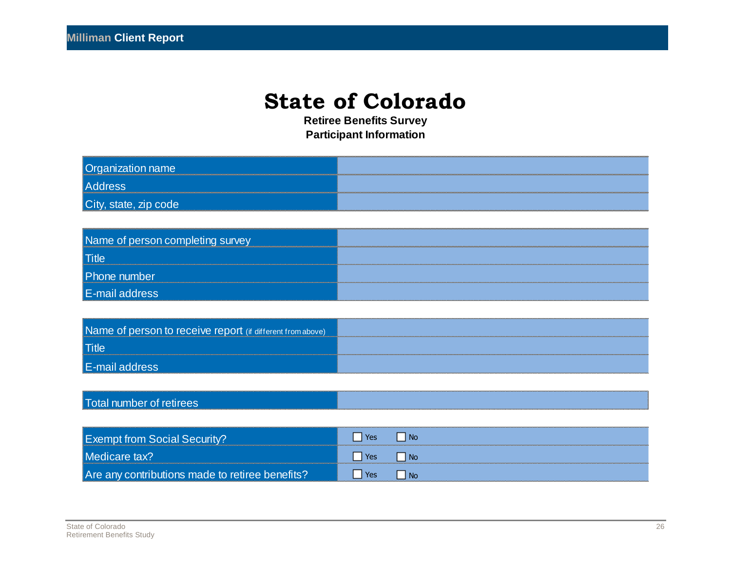# State of Colorado

**Retiree Benefits Survey**
**Participant Information**

| Field | Response |
|---|---|
| Organization name | |
| Address | |
| City, state, zip code | |

| Field | Response |
|---|---|
| Name of person completing survey | |
| Title | |
| Phone number | |
| E-mail address | |

| Field | Response |
|---|---|
| Name of person to receive report (if different from above) | |
| Title | |
| E-mail address | |

| Field | Response |
|---|---|
| Total number of retirees | |

| Field | Response |
|---|---|
| Exempt from Social Security? | ☐ Yes ☐ No |
| Medicare tax? | ☐ Yes ☐ No |
| Are any contributions made to retiree benefits? | ☐ Yes ☐ No |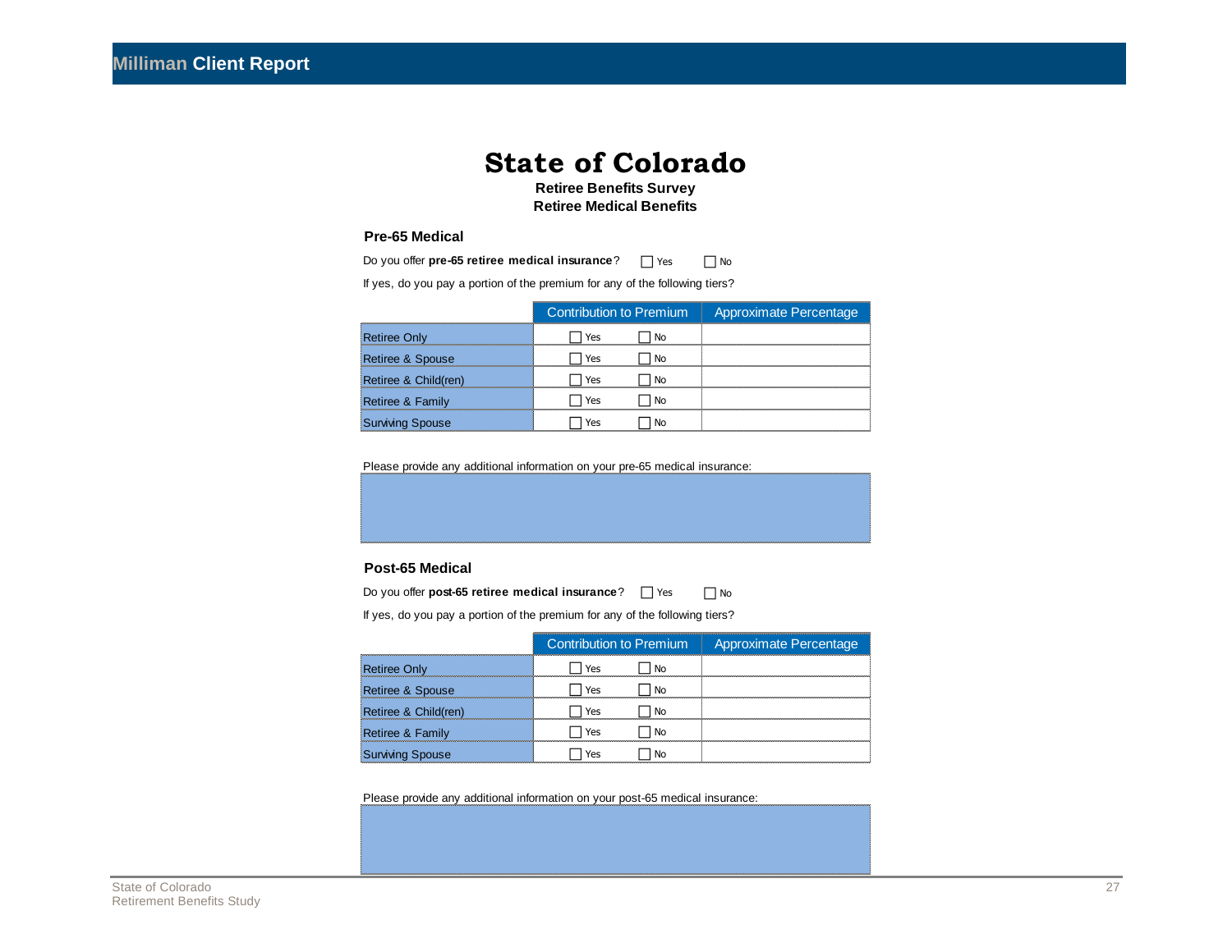# State of Colorado

**Retiree Benefits Survey**
**Retiree Medical Benefits**

## Pre-65 Medical

Do you offer **pre-65 retiree medical insurance**? ☐ Yes ☐ No

If yes, do you pay a portion of the premium for any of the following tiers?

| | Contribution to Premium | Approximate Percentage |
|---|---|---|
| Retiree Only | ☐ Yes ☐ No | |
| Retiree & Spouse | ☐ Yes ☐ No | |
| Retiree & Child(ren) | ☐ Yes ☐ No | |
| Retiree & Family | ☐ Yes ☐ No | |
| Surviving Spouse | ☐ Yes ☐ No | |

Please provide any additional information on your pre-65 medical insurance:

## Post-65 Medical

Do you offer **post-65 retiree medical insurance**? ☐ Yes ☐ No

If yes, do you pay a portion of the premium for any of the following tiers?

| | Contribution to Premium | Approximate Percentage |
|---|---|---|
| Retiree Only | ☐ Yes ☐ No | |
| Retiree & Spouse | ☐ Yes ☐ No | |
| Retiree & Child(ren) | ☐ Yes ☐ No | |
| Retiree & Family | ☐ Yes ☐ No | |
| Surviving Spouse | ☐ Yes ☐ No | |

Please provide any additional information on your post-65 medical insurance: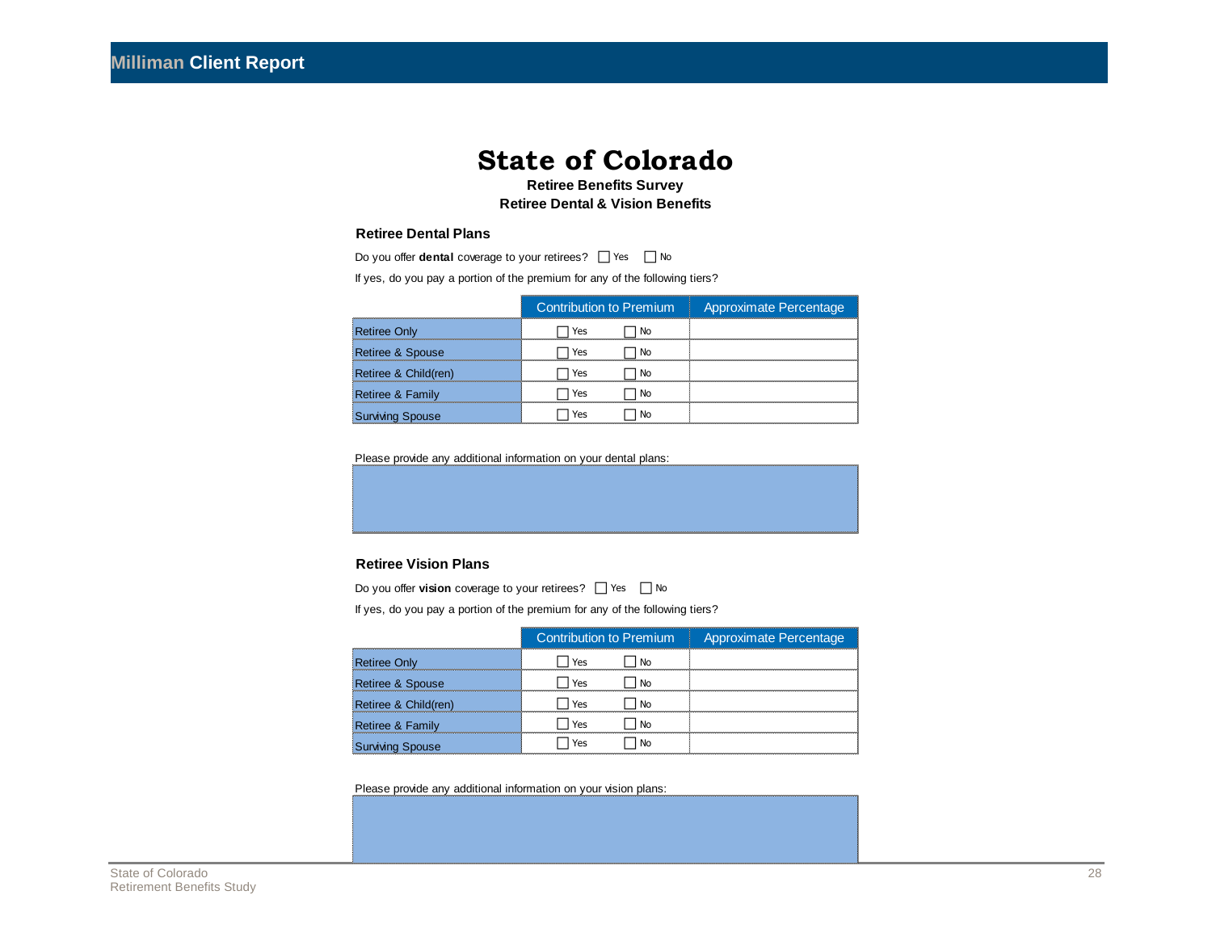# State of Colorado

**Retiree Benefits Survey**

**Retiree Dental & Vision Benefits**

### Retiree Dental Plans

Do you offer **dental** coverage to your retirees? ☐ Yes ☐ No

If yes, do you pay a portion of the premium for any of the following tiers?

| | Contribution to Premium | Approximate Percentage |
|---|---|---|
| Retiree Only | ☐ Yes ☐ No | |
| Retiree & Spouse | ☐ Yes ☐ No | |
| Retiree & Child(ren) | ☐ Yes ☐ No | |
| Retiree & Family | ☐ Yes ☐ No | |
| Surviving Spouse | ☐ Yes ☐ No | |

Please provide any additional information on your dental plans:

### Retiree Vision Plans

Do you offer **vision** coverage to your retirees? ☐ Yes ☐ No

If yes, do you pay a portion of the premium for any of the following tiers?

| | Contribution to Premium | Approximate Percentage |
|---|---|---|
| Retiree Only | ☐ Yes ☐ No | |
| Retiree & Spouse | ☐ Yes ☐ No | |
| Retiree & Child(ren) | ☐ Yes ☐ No | |
| Retiree & Family | ☐ Yes ☐ No | |
| Surviving Spouse | ☐ Yes ☐ No | |

Please provide any additional information on your vision plans: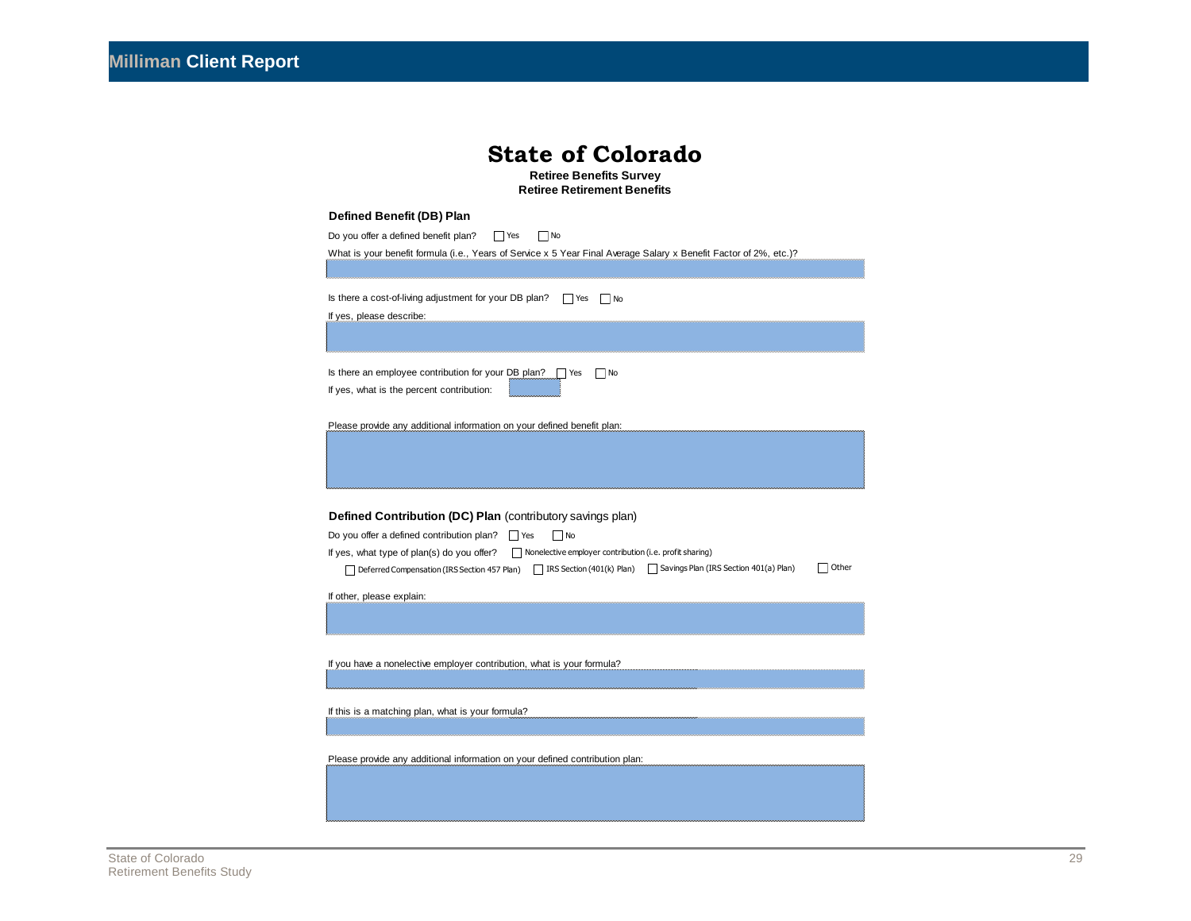# State of Colorado

**Retiree Benefits Survey**
**Retiree Retirement Benefits**

## Defined Benefit (DB) Plan

Do you offer a defined benefit plan? ☐ Yes ☐ No

What is your benefit formula (i.e., Years of Service x 5 Year Final Average Salary x Benefit Factor of 2%, etc.)?

Is there a cost-of-living adjustment for your DB plan? ☐ Yes ☐ No

If yes, please describe:

Is there an employee contribution for your DB plan? ☐ Yes ☐ No

If yes, what is the percent contribution:

Please provide any additional information on your defined benefit plan:

## Defined Contribution (DC) Plan (contributory savings plan)

Do you offer a defined contribution plan? ☐ Yes ☐ No

If yes, what type of plan(s) do you offer? ☐ Nonelective employer contribution (i.e. profit sharing)

☐ Deferred Compensation (IRS Section 457 Plan) ☐ IRS Section (401(k) Plan) ☐ Savings Plan (IRS Section 401(a) Plan) ☐ Other

If other, please explain:

If you have a nonelective employer contribution, what is your formula?

If this is a matching plan, what is your formula?

Please provide any additional information on your defined contribution plan: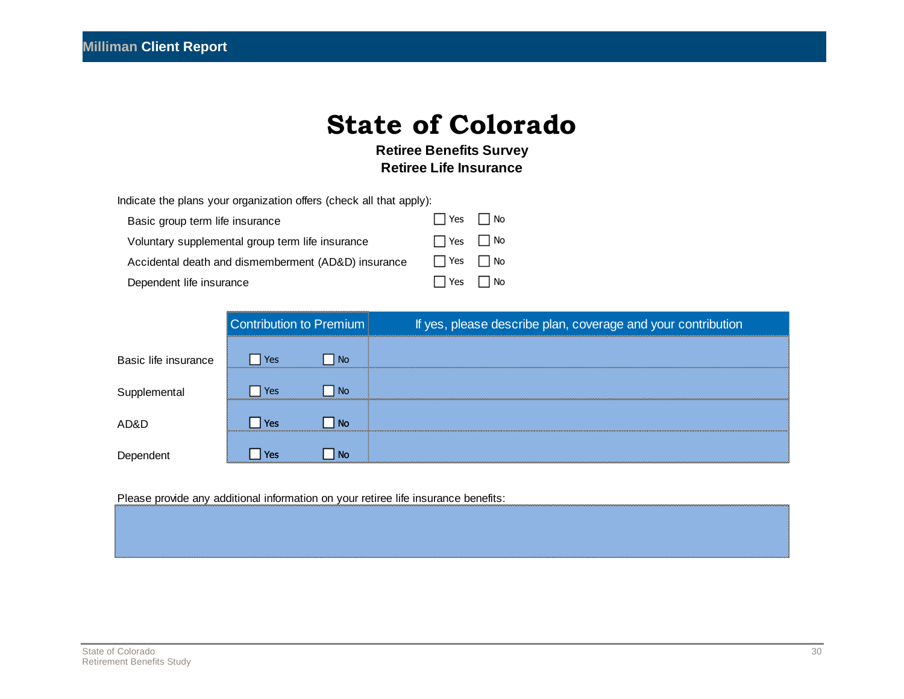# State of Colorado

**Retiree Benefits Survey**
**Retiree Life Insurance**

Indicate the plans your organization offers (check all that apply):

| | | |
|---|---|---|
| Basic group term life insurance | ☐ Yes | ☐ No |
| Voluntary supplemental group term life insurance | ☐ Yes | ☐ No |
| Accidental death and dismemberment (AD&D) insurance | ☐ Yes | ☐ No |
| Dependent life insurance | ☐ Yes | ☐ No |

| | Contribution to Premium | | If yes, please describe plan, coverage and your contribution |
|---|---|---|---|
| Basic life insurance | ☐ Yes | ☐ No | |
| Supplemental | ☐ Yes | ☐ No | |
| AD&D | ☐ Yes | ☐ No | |
| Dependent | ☐ Yes | ☐ No | |

Please provide any additional information on your retiree life insurance benefits: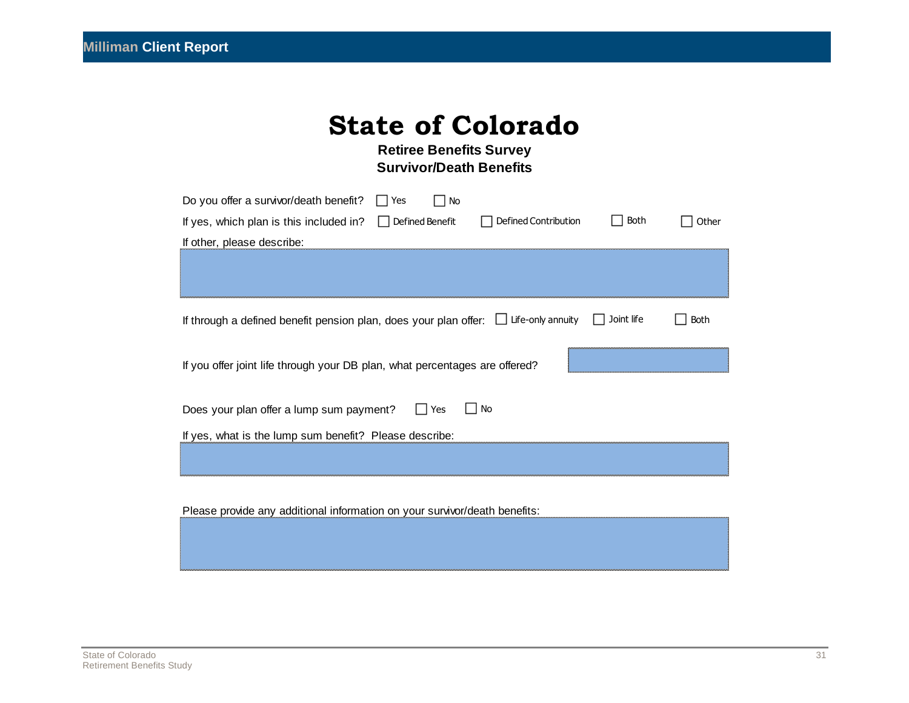# State of Colorado

**Retiree Benefits Survey**

**Survivor/Death Benefits**

Do you offer a survivor/death benefit? ☐ Yes ☐ No

If yes, which plan is this included in? ☐ Defined Benefit ☐ Defined Contribution ☐ Both ☐ Other

If other, please describe:

If through a defined benefit pension plan, does your plan offer: ☐ Life-only annuity ☐ Joint life ☐ Both

If you offer joint life through your DB plan, what percentages are offered?

Does your plan offer a lump sum payment? ☐ Yes ☐ No

If yes, what is the lump sum benefit? Please describe:

Please provide any additional information on your survivor/death benefits: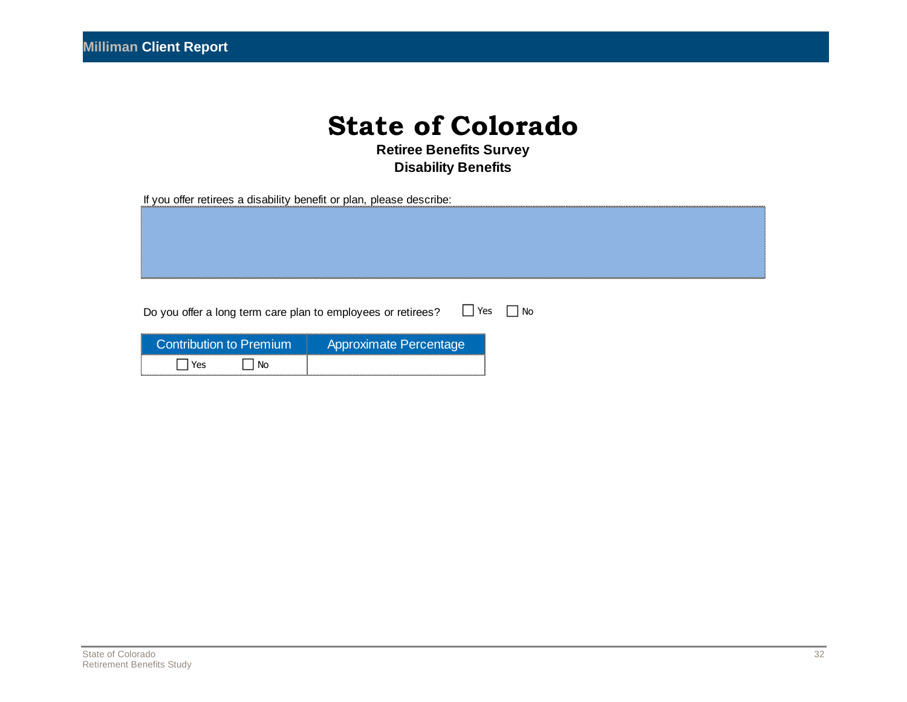# State of Colorado

**Retiree Benefits Survey**
**Disability Benefits**

If you offer retirees a disability benefit or plan, please describe:

| |
|---|
| |

Do you offer a long term care plan to employees or retirees? ☐ Yes ☐ No

| Contribution to Premium | Approximate Percentage |
|---|---|
| ☐ Yes ☐ No | |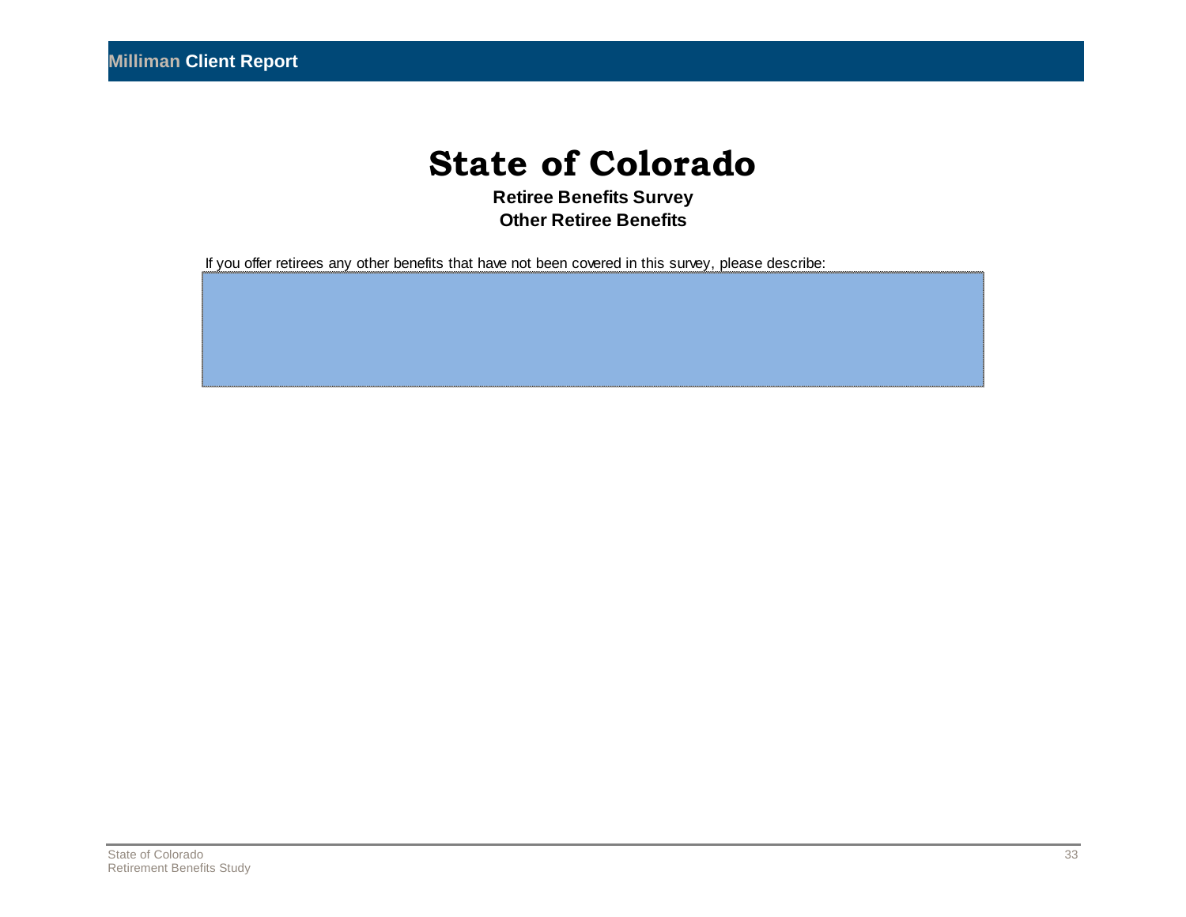# State of Colorado

**Retiree Benefits Survey**
**Other Retiree Benefits**

If you offer retirees any other benefits that have not been covered in this survey, please describe: